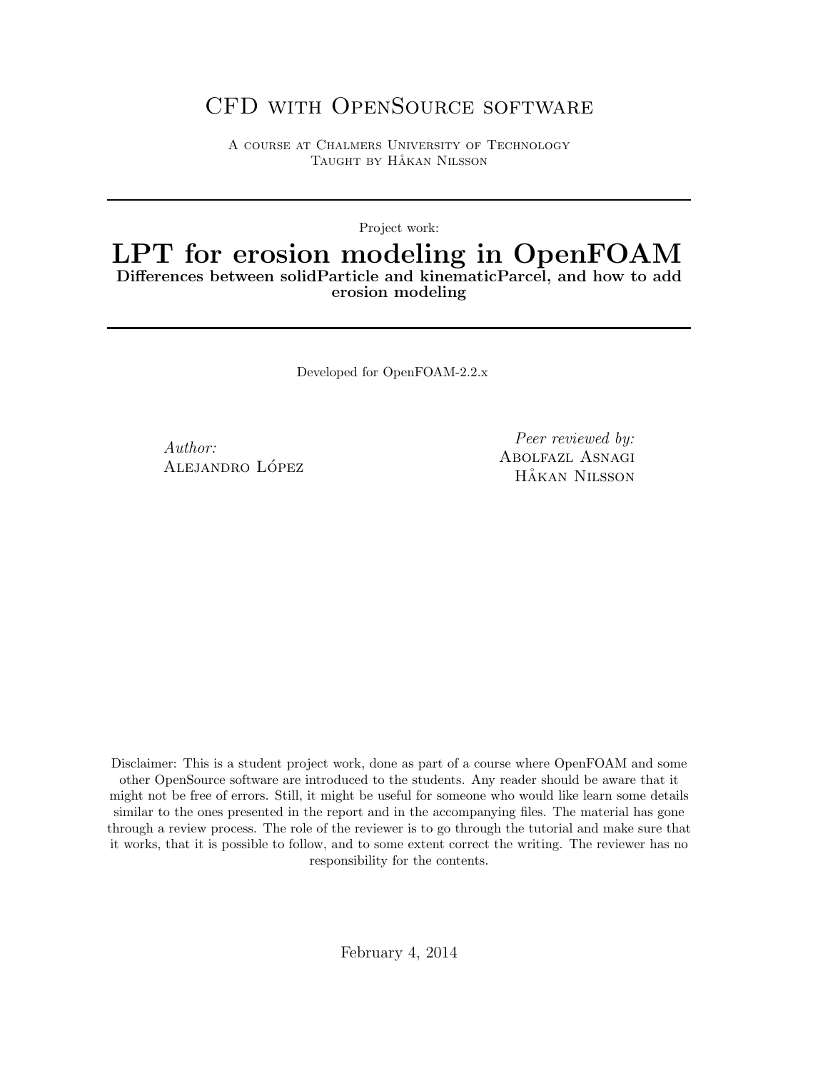CFD with OpenSource software

A course at Chalmers University of Technology
Taught by Håkan Nilsson

---

Project work:

# LPT for erosion modeling in OpenFOAM

**Differences between solidParticle and kinematicParcel, and how to add erosion modeling**

---

Developed for OpenFOAM-2.2.x

*Author:*
Alejandro López

*Peer reviewed by:*
Abolfazl Asnagi
Håkan Nilsson

Disclaimer: This is a student project work, done as part of a course where OpenFOAM and some other OpenSource software are introduced to the students. Any reader should be aware that it might not be free of errors. Still, it might be useful for someone who would like learn some details similar to the ones presented in the report and in the accompanying files. The material has gone through a review process. The role of the reviewer is to go through the tutorial and make sure that it works, that it is possible to follow, and to some extent correct the writing. The reviewer has no responsibility for the contents.

February 4, 2014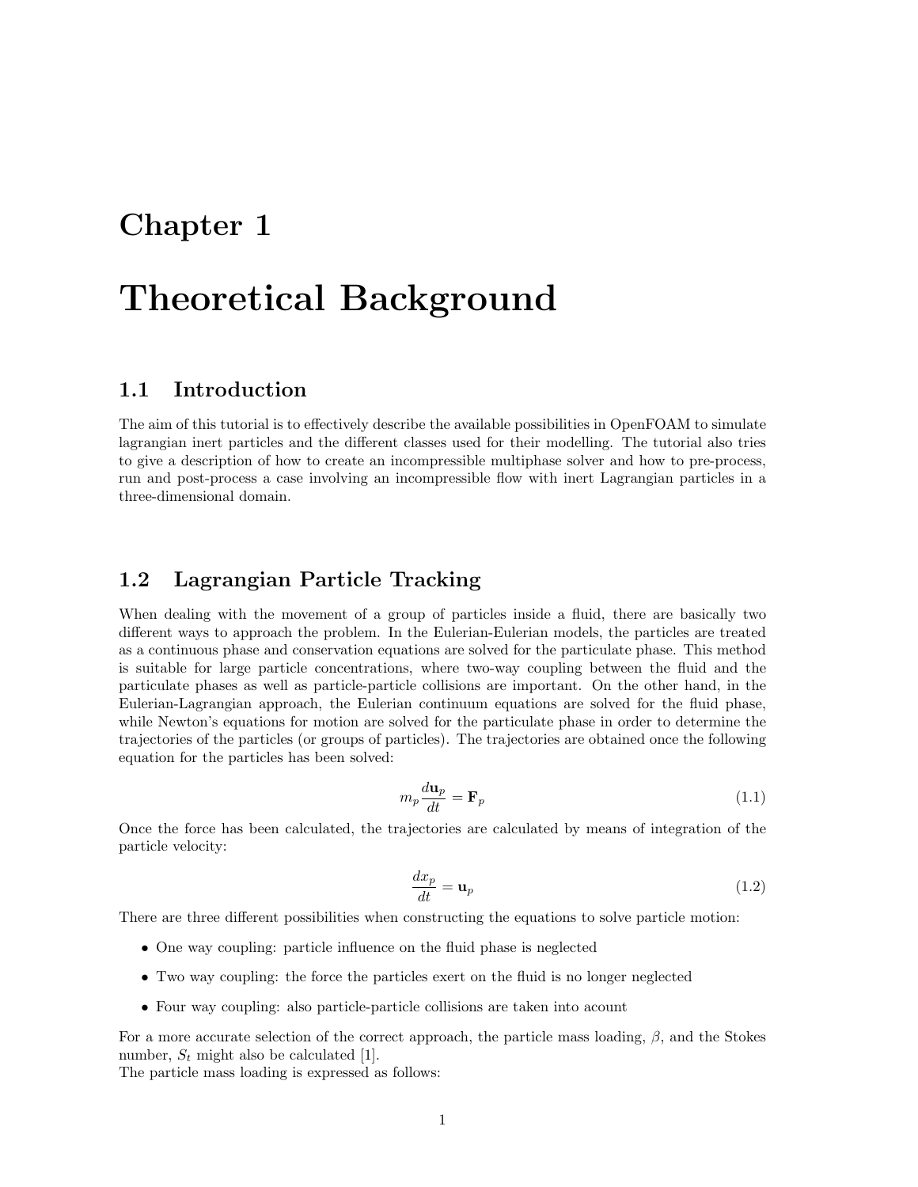# Chapter 1

# Theoretical Background

## 1.1 Introduction

The aim of this tutorial is to effectively describe the available possibilities in OpenFOAM to simulate lagrangian inert particles and the different classes used for their modelling. The tutorial also tries to give a description of how to create an incompressible multiphase solver and how to pre-process, run and post-process a case involving an incompressible flow with inert Lagrangian particles in a three-dimensional domain.

## 1.2 Lagrangian Particle Tracking

When dealing with the movement of a group of particles inside a fluid, there are basically two different ways to approach the problem. In the Eulerian-Eulerian models, the particles are treated as a continuous phase and conservation equations are solved for the particulate phase. This method is suitable for large particle concentrations, where two-way coupling between the fluid and the particulate phases as well as particle-particle collisions are important. On the other hand, in the Eulerian-Lagrangian approach, the Eulerian continuum equations are solved for the fluid phase, while Newton's equations for motion are solved for the particulate phase in order to determine the trajectories of the particles (or groups of particles). The trajectories are obtained once the following equation for the particles has been solved:

$$m_p \frac{d\mathbf{u}_p}{dt} = \mathbf{F}_p \tag{1.1}$$

Once the force has been calculated, the trajectories are calculated by means of integration of the particle velocity:

$$\frac{dx_p}{dt} = \mathbf{u}_p \tag{1.2}$$

There are three different possibilities when constructing the equations to solve particle motion:

- One way coupling: particle influence on the fluid phase is neglected
- Two way coupling: the force the particles exert on the fluid is no longer neglected
- Four way coupling: also particle-particle collisions are taken into acount

For a more accurate selection of the correct approach, the particle mass loading, $\beta$, and the Stokes number, $S_t$ might also be calculated [1].
The particle mass loading is expressed as follows: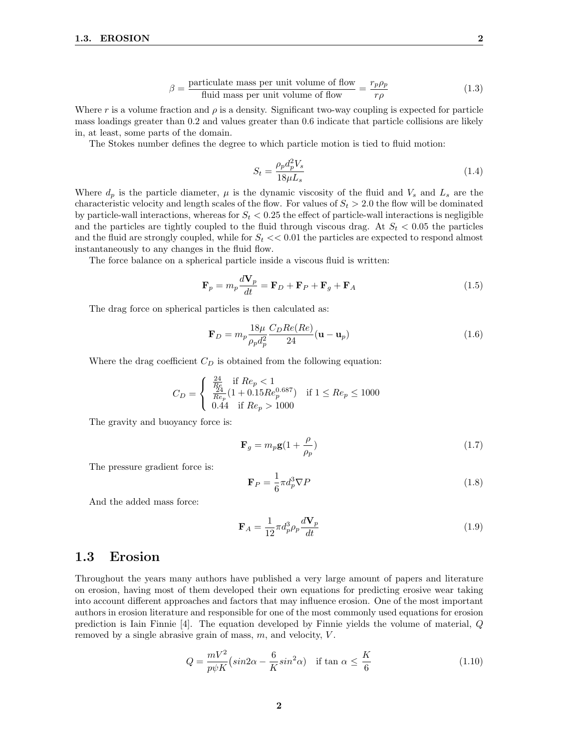$$\beta = \frac{\text{particulate mass per unit volume of flow}}{\text{fluid mass per unit volume of flow}} = \frac{r_p \rho_p}{r \rho} \tag{1.3}$$

Where $r$ is a volume fraction and $\rho$ is a density. Significant two-way coupling is expected for particle mass loadings greater than 0.2 and values greater than 0.6 indicate that particle collisions are likely in, at least, some parts of the domain.

The Stokes number defines the degree to which particle motion is tied to fluid motion:

$$S_t = \frac{\rho_p d_p^2 V_s}{18 \mu L_s} \tag{1.4}$$

Where $d_p$ is the particle diameter, $\mu$ is the dynamic viscosity of the fluid and $V_s$ and $L_s$ are the characteristic velocity and length scales of the flow. For values of $S_t > 2.0$ the flow will be dominated by particle-wall interactions, whereas for $S_t < 0.25$ the effect of particle-wall interactions is negligible and the particles are tightly coupled to the fluid through viscous drag. At $S_t < 0.05$ the particles and the fluid are strongly coupled, while for $S_t << 0.01$ the particles are expected to respond almost instantaneously to any changes in the fluid flow.

The force balance on a spherical particle inside a viscous fluid is written:

$$\mathbf{F}_p = m_p \frac{d\mathbf{V}_p}{dt} = \mathbf{F}_D + \mathbf{F}_P + \mathbf{F}_g + \mathbf{F}_A \tag{1.5}$$

The drag force on spherical particles is then calculated as:

$$\mathbf{F}_D = m_p \frac{18\mu}{\rho_p d_p^2} \frac{C_D Re(Re)}{24} (\mathbf{u} - \mathbf{u}_p) \tag{1.6}$$

Where the drag coefficient $C_D$ is obtained from the following equation:

$$C_D = \begin{cases} \frac{24}{Re} \quad \text{if } Re_p < 1 \\ \frac{24}{Re_p}(1 + 0.15 Re_p^{0.687}) \quad \text{if } 1 \leq Re_p \leq 1000 \\ 0.44 \quad \text{if } Re_p > 1000 \end{cases}$$

The gravity and buoyancy force is:

$$\mathbf{F}_g = m_p \mathbf{g}(1 + \frac{\rho}{\rho_p}) \tag{1.7}$$

The pressure gradient force is:

$$\mathbf{F}_P = \frac{1}{6}\pi d_p^3 \nabla P \tag{1.8}$$

And the added mass force:

$$\mathbf{F}_A = \frac{1}{12}\pi d_p^3 \rho_p \frac{d\mathbf{V}_p}{dt} \tag{1.9}$$

## 1.3 Erosion

Throughout the years many authors have published a very large amount of papers and literature on erosion, having most of them developed their own equations for predicting erosive wear taking into account different approaches and factors that may influence erosion. One of the most important authors in erosion literature and responsible for one of the most commonly used equations for erosion prediction is Iain Finnie [4]. The equation developed by Finnie yields the volume of material, $Q$ removed by a single abrasive grain of mass, $m$, and velocity, $V$.

$$Q = \frac{mV^2}{p\psi K}(sin 2\alpha - \frac{6}{K} sin^2\alpha) \quad \text{if } \tan\alpha \leq \frac{K}{6} \tag{1.10}$$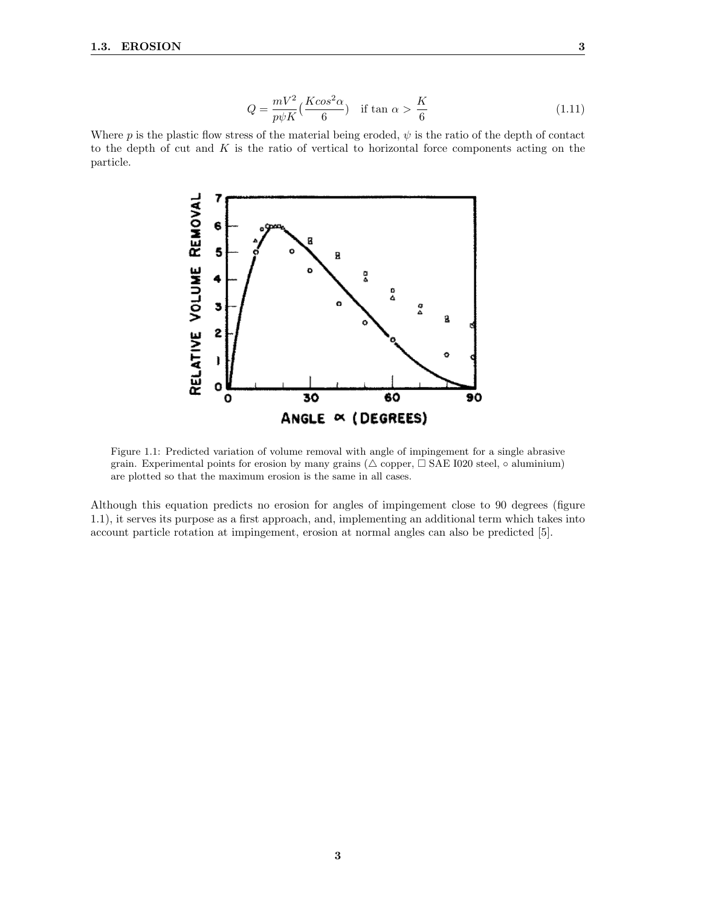$$Q = \frac{mV^2}{p\psi K}\left(\frac{K cos^2\alpha}{6}\right) \quad \text{if } \tan\alpha > \frac{K}{6} \tag{1.11}$$

Where $p$ is the plastic flow stress of the material being eroded, $\psi$ is the ratio of the depth of contact to the depth of cut and $K$ is the ratio of vertical to horizontal force components acting on the particle.

Figure 1.1: Predicted variation of volume removal with angle of impingement for a single abrasive grain. Experimental points for erosion by many grains (△ copper, □ SAE I020 steel, ○ aluminium) are plotted so that the maximum erosion is the same in all cases.

Although this equation predicts no erosion for angles of impingement close to 90 degrees (figure 1.1), it serves its purpose as a first approach, and, implementing an additional term which takes into account particle rotation at impingement, erosion at normal angles can also be predicted [5].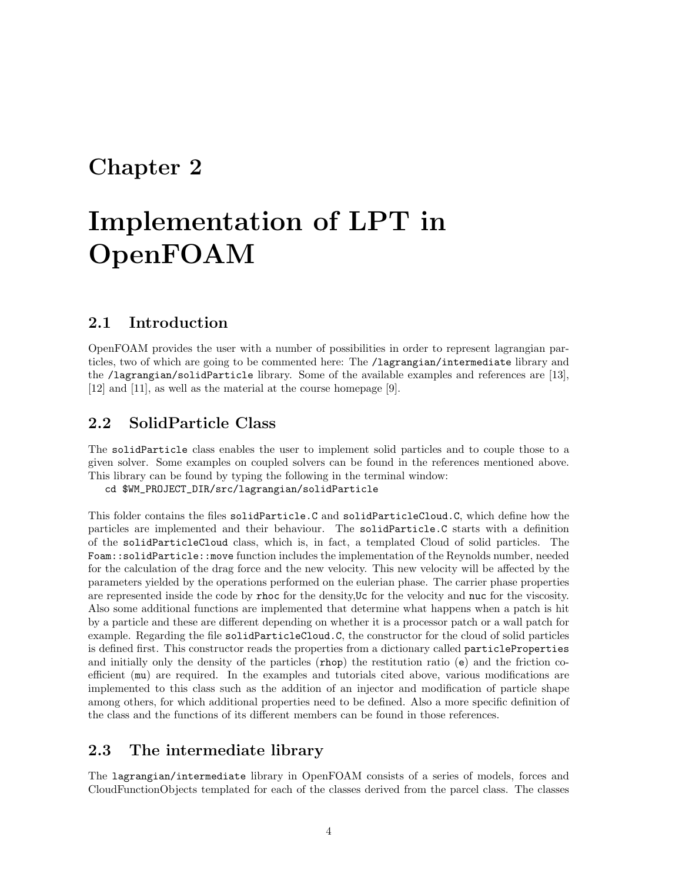# Chapter 2

# Implementation of LPT in OpenFOAM

## 2.1 Introduction

OpenFOAM provides the user with a number of possibilities in order to represent lagrangian particles, two of which are going to be commented here: The `/lagrangian/intermediate` library and the `/lagrangian/solidParticle` library. Some of the available examples and references are [13], [12] and [11], as well as the material at the course homepage [9].

## 2.2 SolidParticle Class

The `solidParticle` class enables the user to implement solid particles and to couple those to a given solver. Some examples on coupled solvers can be found in the references mentioned above. This library can be found by typing the following in the terminal window:

```
cd $WM_PROJECT_DIR/src/lagrangian/solidParticle
```

This folder contains the files `solidParticle.C` and `solidParticleCloud.C`, which define how the particles are implemented and their behaviour. The `solidParticle.C` starts with a definition of the `solidParticleCloud` class, which is, in fact, a templated Cloud of solid particles. The `Foam::solidParticle::move` function includes the implementation of the Reynolds number, needed for the calculation of the drag force and the new velocity. This new velocity will be affected by the parameters yielded by the operations performed on the eulerian phase. The carrier phase properties are represented inside the code by `rhoc` for the density,`Uc` for the velocity and `nuc` for the viscosity. Also some additional functions are implemented that determine what happens when a patch is hit by a particle and these are different depending on whether it is a processor patch or a wall patch for example. Regarding the file `solidParticleCloud.C`, the constructor for the cloud of solid particles is defined first. This constructor reads the properties from a dictionary called `particleProperties` and initially only the density of the particles (`rhop`) the restitution ratio (`e`) and the friction coefficient (`mu`) are required. In the examples and tutorials cited above, various modifications are implemented to this class such as the addition of an injector and modification of particle shape among others, for which additional properties need to be defined. Also a more specific definition of the class and the functions of its different members can be found in those references.

## 2.3 The intermediate library

The `lagrangian/intermediate` library in OpenFOAM consists of a series of models, forces and CloudFunctionObjects templated for each of the classes derived from the parcel class. The classes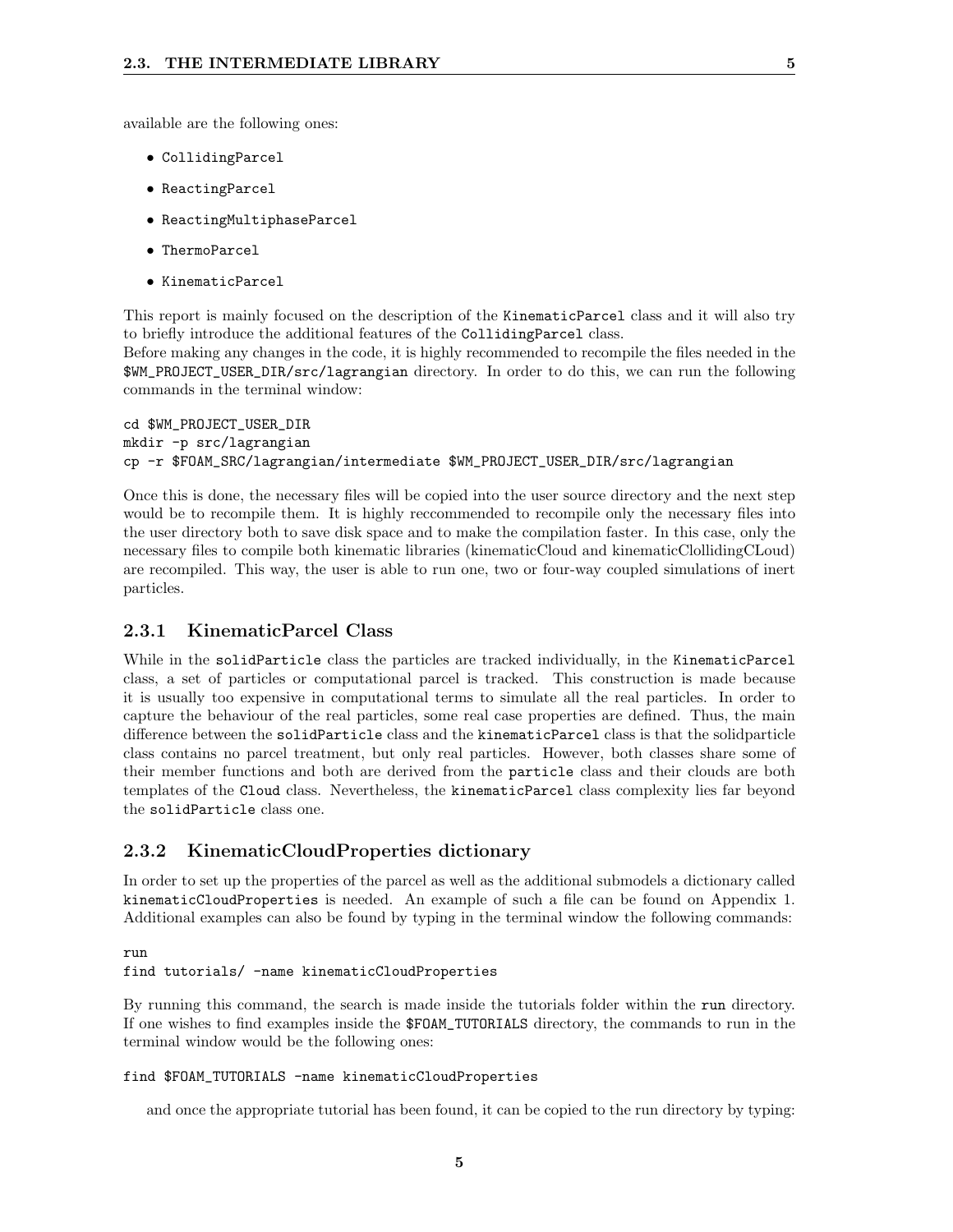available are the following ones:

- `CollidingParcel`
- `ReactingParcel`
- `ReactingMultiphaseParcel`
- `ThermoParcel`
- `KinematicParcel`

This report is mainly focused on the description of the `KinematicParcel` class and it will also try to briefly introduce the additional features of the `CollidingParcel` class.
Before making any changes in the code, it is highly recommended to recompile the files needed in the `$WM_PROJECT_USER_DIR/src/lagrangian` directory. In order to do this, we can run the following commands in the terminal window:

```
cd $WM_PROJECT_USER_DIR
mkdir -p src/lagrangian
cp -r $FOAM_SRC/lagrangian/intermediate $WM_PROJECT_USER_DIR/src/lagrangian
```

Once this is done, the necessary files will be copied into the user source directory and the next step would be to recompile them. It is highly reccommended to recompile only the necessary files into the user directory both to save disk space and to make the compilation faster. In this case, only the necessary files to compile both kinematic libraries (kinematicCloud and kinematicClollidingCLoud) are recompiled. This way, the user is able to run one, two or four-way coupled simulations of inert particles.

### 2.3.1 KinematicParcel Class

While in the `solidParticle` class the particles are tracked individually, in the `KinematicParcel` class, a set of particles or computational parcel is tracked. This construction is made because it is usually too expensive in computational terms to simulate all the real particles. In order to capture the behaviour of the real particles, some real case properties are defined. Thus, the main difference between the `solidParticle` class and the `kinematicParcel` class is that the solidparticle class contains no parcel treatment, but only real particles. However, both classes share some of their member functions and both are derived from the `particle` class and their clouds are both templates of the `Cloud` class. Nevertheless, the `kinematicParcel` class complexity lies far beyond the `solidParticle` class one.

### 2.3.2 KinematicCloudProperties dictionary

In order to set up the properties of the parcel as well as the additional submodels a dictionary called `kinematicCloudProperties` is needed. An example of such a file can be found on Appendix 1. Additional examples can also be found by typing in the terminal window the following commands:

```
run
find tutorials/ -name kinematicCloudProperties
```

By running this command, the search is made inside the tutorials folder within the `run` directory. If one wishes to find examples inside the `$FOAM_TUTORIALS` directory, the commands to run in the terminal window would be the following ones:

```
find $FOAM_TUTORIALS -name kinematicCloudProperties
```

and once the appropriate tutorial has been found, it can be copied to the run directory by typing: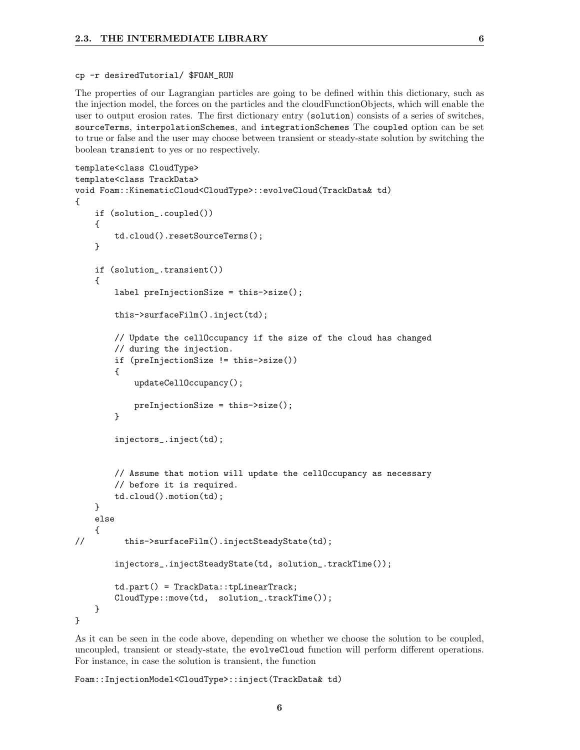```
cp -r desiredTutorial/ $FOAM_RUN
```

The properties of our Lagrangian particles are going to be defined within this dictionary, such as the injection model, the forces on the particles and the cloudFunctionObjects, which will enable the user to output erosion rates. The first dictionary entry (`solution`) consists of a series of switches, `sourceTerms`, `interpolationSchemes`, and `integrationSchemes` The `coupled` option can be set to true or false and the user may choose between transient or steady-state solution by switching the boolean `transient` to yes or no respectively.

```
template<class CloudType>
template<class TrackData>
void Foam::KinematicCloud<CloudType>::evolveCloud(TrackData& td)
{
    if (solution_.coupled())
    {
        td.cloud().resetSourceTerms();
    }

    if (solution_.transient())
    {
        label preInjectionSize = this->size();

        this->surfaceFilm().inject(td);

        // Update the cellOccupancy if the size of the cloud has changed
        // during the injection.
        if (preInjectionSize != this->size())
        {
            updateCellOccupancy();

            preInjectionSize = this->size();
        }

        injectors_.inject(td);


        // Assume that motion will update the cellOccupancy as necessary
        // before it is required.
        td.cloud().motion(td);
    }
    else
    {
//        this->surfaceFilm().injectSteadyState(td);

        injectors_.injectSteadyState(td, solution_.trackTime());

        td.part() = TrackData::tpLinearTrack;
        CloudType::move(td,  solution_.trackTime());
    }
}
```

As it can be seen in the code above, depending on whether we choose the solution to be coupled, uncoupled, transient or steady-state, the `evolveCloud` function will perform different operations. For instance, in case the solution is transient, the function

```
Foam::InjectionModel<CloudType>::inject(TrackData& td)
```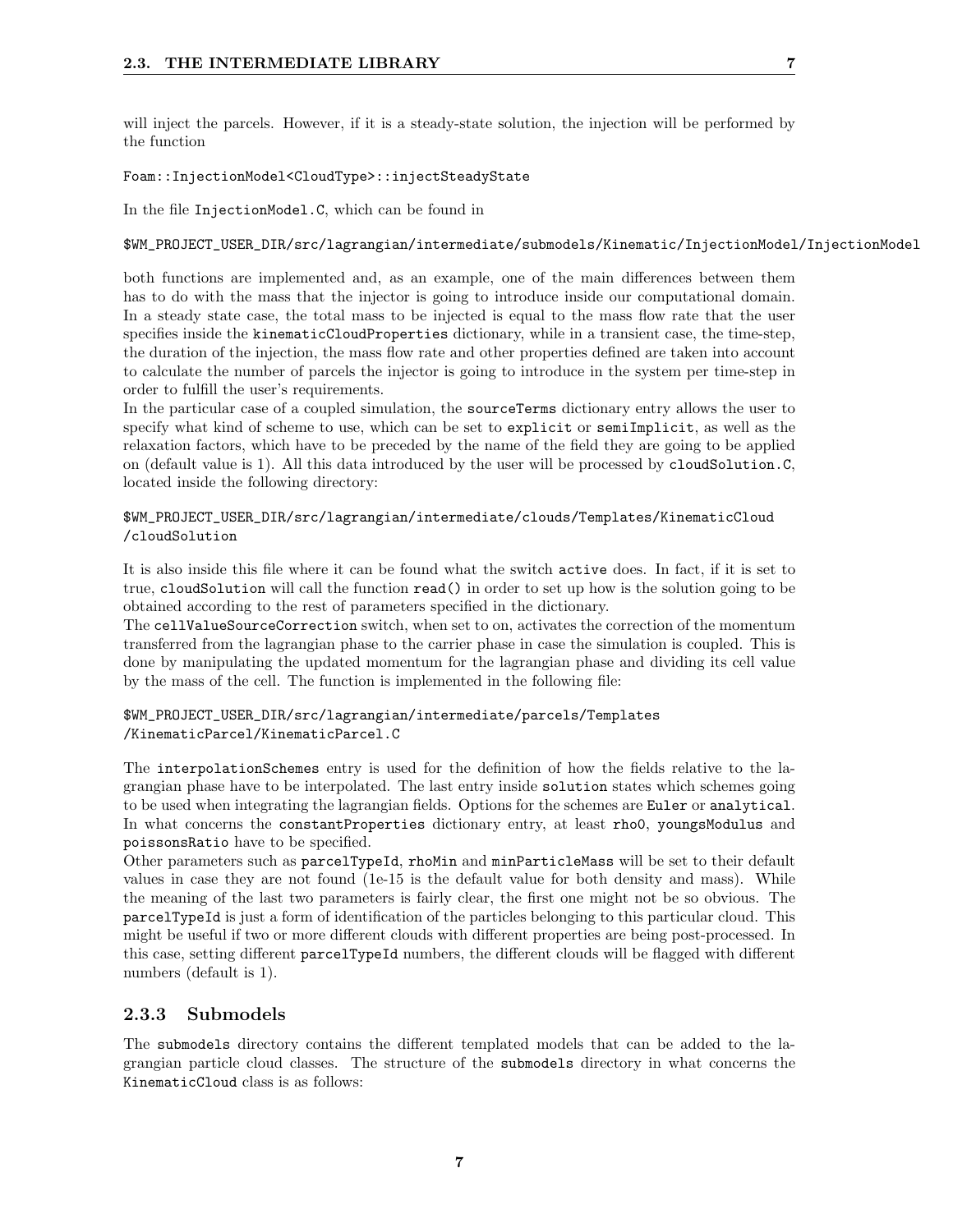will inject the parcels. However, if it is a steady-state solution, the injection will be performed by the function

```
Foam::InjectionModel<CloudType>::injectSteadyState
```

In the file `InjectionModel.C`, which can be found in

```
$WM_PROJECT_USER_DIR/src/lagrangian/intermediate/submodels/Kinematic/InjectionModel/InjectionModel
```

both functions are implemented and, as an example, one of the main differences between them has to do with the mass that the injector is going to introduce inside our computational domain. In a steady state case, the total mass to be injected is equal to the mass flow rate that the user specifies inside the `kinematicCloudProperties` dictionary, while in a transient case, the time-step, the duration of the injection, the mass flow rate and other properties defined are taken into account to calculate the number of parcels the injector is going to introduce in the system per time-step in order to fulfill the user's requirements.

In the particular case of a coupled simulation, the `sourceTerms` dictionary entry allows the user to specify what kind of scheme to use, which can be set to `explicit` or `semiImplicit`, as well as the relaxation factors, which have to be preceded by the name of the field they are going to be applied on (default value is 1). All this data introduced by the user will be processed by `cloudSolution.C`, located inside the following directory:

```
$WM_PROJECT_USER_DIR/src/lagrangian/intermediate/clouds/Templates/KinematicCloud
/cloudSolution
```

It is also inside this file where it can be found what the switch `active` does. In fact, if it is set to true, `cloudSolution` will call the function `read()` in order to set up how is the solution going to be obtained according to the rest of parameters specified in the dictionary.

The `cellValueSourceCorrection` switch, when set to on, activates the correction of the momentum transferred from the lagrangian phase to the carrier phase in case the simulation is coupled. This is done by manipulating the updated momentum for the lagrangian phase and dividing its cell value by the mass of the cell. The function is implemented in the following file:

```
$WM_PROJECT_USER_DIR/src/lagrangian/intermediate/parcels/Templates
/KinematicParcel/KinematicParcel.C
```

The `interpolationSchemes` entry is used for the definition of how the fields relative to the lagrangian phase have to be interpolated. The last entry inside `solution` states which schemes going to be used when integrating the lagrangian fields. Options for the schemes are `Euler` or `analytical`. In what concerns the `constantProperties` dictionary entry, at least `rho0`, `youngsModulus` and `poissonsRatio` have to be specified.

Other parameters such as `parcelTypeId`, `rhoMin` and `minParticleMass` will be set to their default values in case they are not found (1e-15 is the default value for both density and mass). While the meaning of the last two parameters is fairly clear, the first one might not be so obvious. The `parcelTypeId` is just a form of identification of the particles belonging to this particular cloud. This might be useful if two or more different clouds with different properties are being post-processed. In this case, setting different `parcelTypeId` numbers, the different clouds will be flagged with different numbers (default is 1).

### 2.3.3 Submodels

The `submodels` directory contains the different templated models that can be added to the lagrangian particle cloud classes. The structure of the `submodels` directory in what concerns the `KinematicCloud` class is as follows: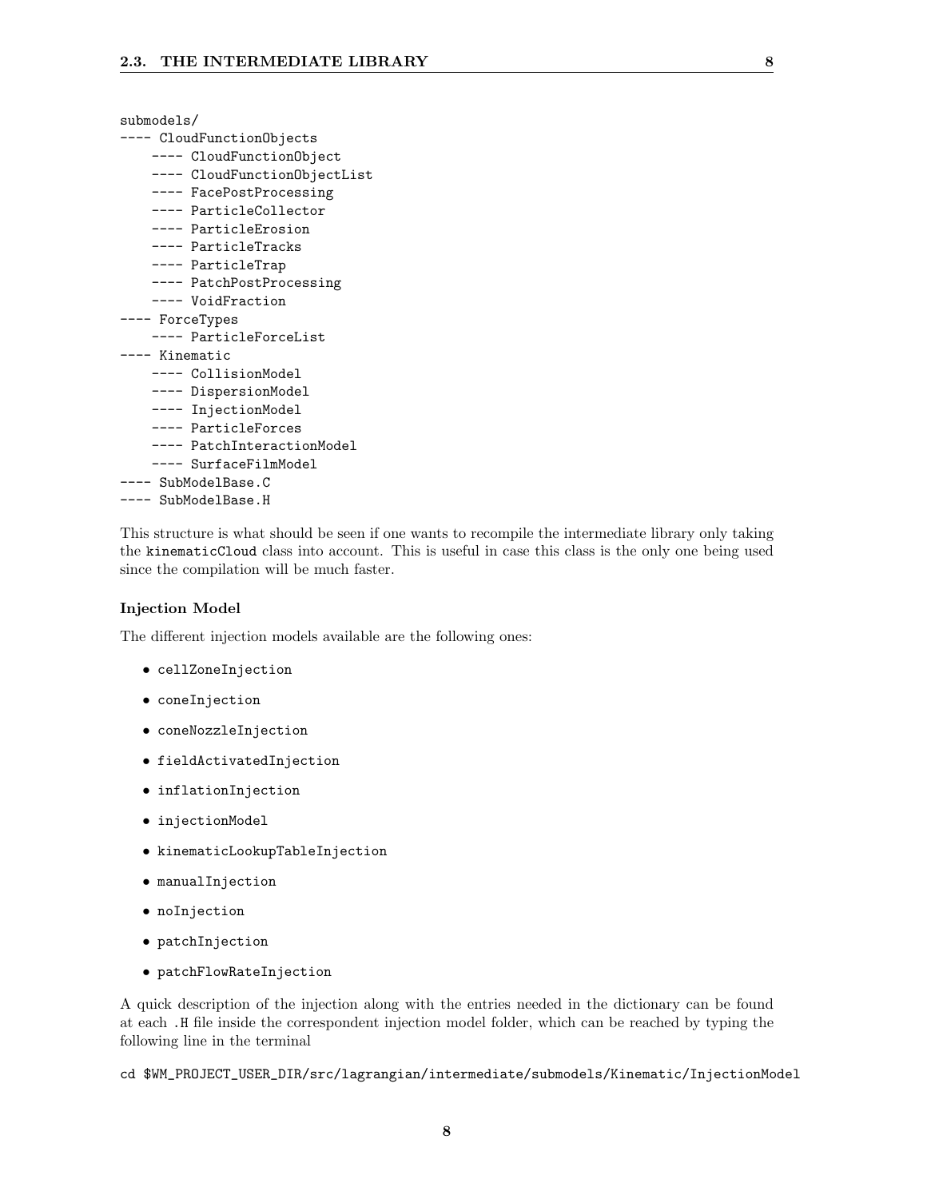```
submodels/
---- CloudFunctionObjects
    ---- CloudFunctionObject
    ---- CloudFunctionObjectList
    ---- FacePostProcessing
    ---- ParticleCollector
    ---- ParticleErosion
    ---- ParticleTracks
    ---- ParticleTrap
    ---- PatchPostProcessing
    ---- VoidFraction
---- ForceTypes
    ---- ParticleForceList
---- Kinematic
    ---- CollisionModel
    ---- DispersionModel
    ---- InjectionModel
    ---- ParticleForces
    ---- PatchInteractionModel
    ---- SurfaceFilmModel
---- SubModelBase.C
---- SubModelBase.H
```

This structure is what should be seen if one wants to recompile the intermediate library only taking the `kinematicCloud` class into account. This is useful in case this class is the only one being used since the compilation will be much faster.

**Injection Model**

The different injection models available are the following ones:

- `cellZoneInjection`
- `coneInjection`
- `coneNozzleInjection`
- `fieldActivatedInjection`
- `inflationInjection`
- `injectionModel`
- `kinematicLookupTableInjection`
- `manualInjection`
- `noInjection`
- `patchInjection`
- `patchFlowRateInjection`

A quick description of the injection along with the entries needed in the dictionary can be found at each `.H` file inside the correspondent injection model folder, which can be reached by typing the following line in the terminal

```
cd $WM_PROJECT_USER_DIR/src/lagrangian/intermediate/submodels/Kinematic/InjectionModel
```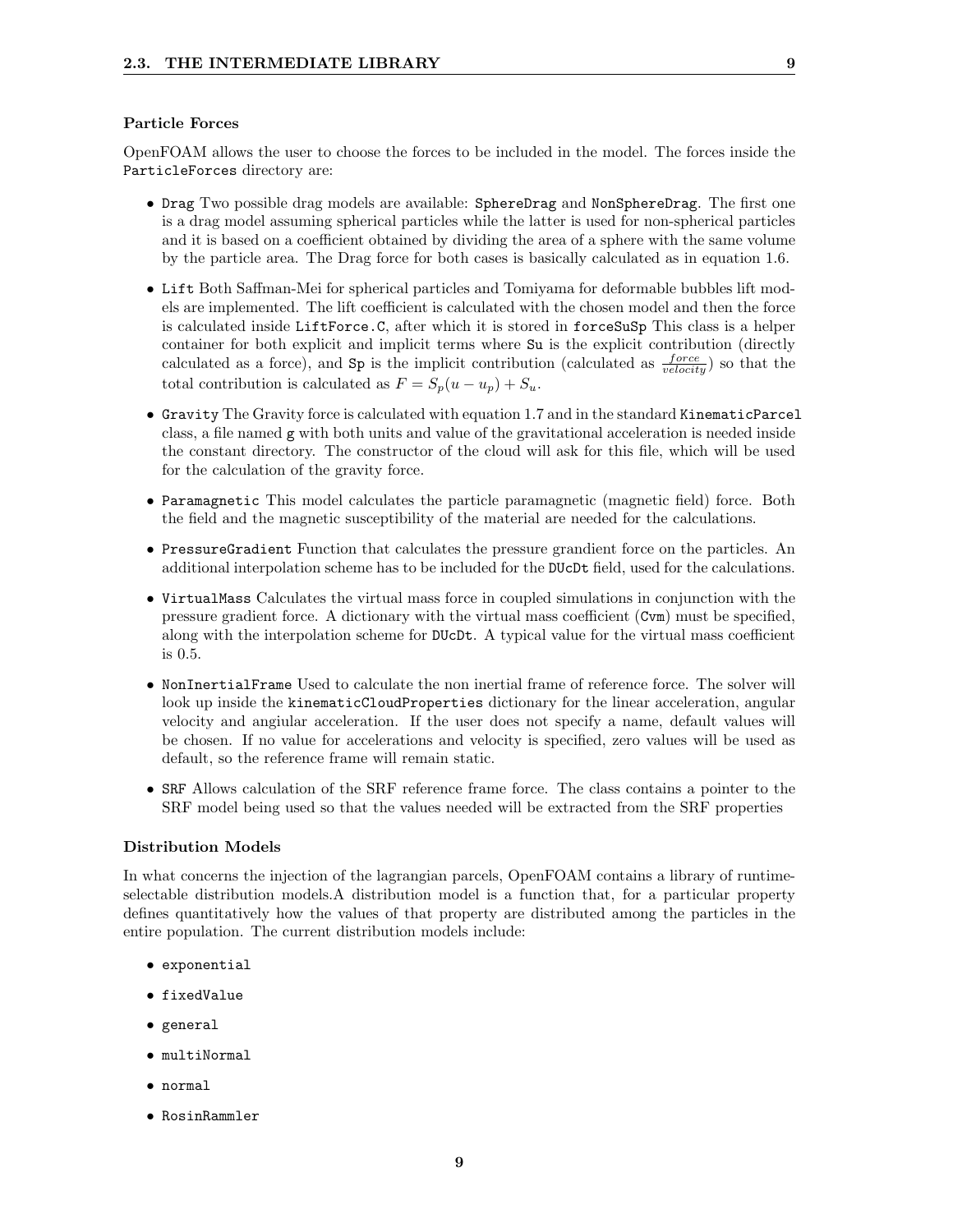### Particle Forces

OpenFOAM allows the user to choose the forces to be included in the model. The forces inside the `ParticleForces` directory are:

- `Drag` Two possible drag models are available: `SphereDrag` and `NonSphereDrag`. The first one is a drag model assuming spherical particles while the latter is used for non-spherical particles and it is based on a coefficient obtained by dividing the area of a sphere with the same volume by the particle area. The Drag force for both cases is basically calculated as in equation 1.6.
- `Lift` Both Saffman-Mei for spherical particles and Tomiyama for deformable bubbles lift models are implemented. The lift coefficient is calculated with the chosen model and then the force is calculated inside `LiftForce.C`, after which it is stored in `forceSuSp` This class is a helper container for both explicit and implicit terms where `Su` is the explicit contribution (directly calculated as a force), and `Sp` is the implicit contribution (calculated as $\frac{force}{velocity}$) so that the total contribution is calculated as $F = S_p(u - u_p) + S_u$.
- `Gravity` The Gravity force is calculated with equation 1.7 and in the standard `KinematicParcel` class, a file named `g` with both units and value of the gravitational acceleration is needed inside the constant directory. The constructor of the cloud will ask for this file, which will be used for the calculation of the gravity force.
- `Paramagnetic` This model calculates the particle paramagnetic (magnetic field) force. Both the field and the magnetic susceptibility of the material are needed for the calculations.
- `PressureGradient` Function that calculates the pressure grandient force on the particles. An additional interpolation scheme has to be included for the `DUcDt` field, used for the calculations.
- `VirtualMass` Calculates the virtual mass force in coupled simulations in conjunction with the pressure gradient force. A dictionary with the virtual mass coefficient (`Cvm`) must be specified, along with the interpolation scheme for `DUcDt`. A typical value for the virtual mass coefficient is 0.5.
- `NonInertialFrame` Used to calculate the non inertial frame of reference force. The solver will look up inside the `kinematicCloudProperties` dictionary for the linear acceleration, angular velocity and angiular acceleration. If the user does not specify a name, default values will be chosen. If no value for accelerations and velocity is specified, zero values will be used as default, so the reference frame will remain static.
- `SRF` Allows calculation of the SRF reference frame force. The class contains a pointer to the SRF model being used so that the values needed will be extracted from the SRF properties

### Distribution Models

In what concerns the injection of the lagrangian parcels, OpenFOAM contains a library of runtime-selectable distribution models.A distribution model is a function that, for a particular property defines quantitatively how the values of that property are distributed among the particles in the entire population. The current distribution models include:

- `exponential`
- `fixedValue`
- `general`
- `multiNormal`
- `normal`
- `RosinRammler`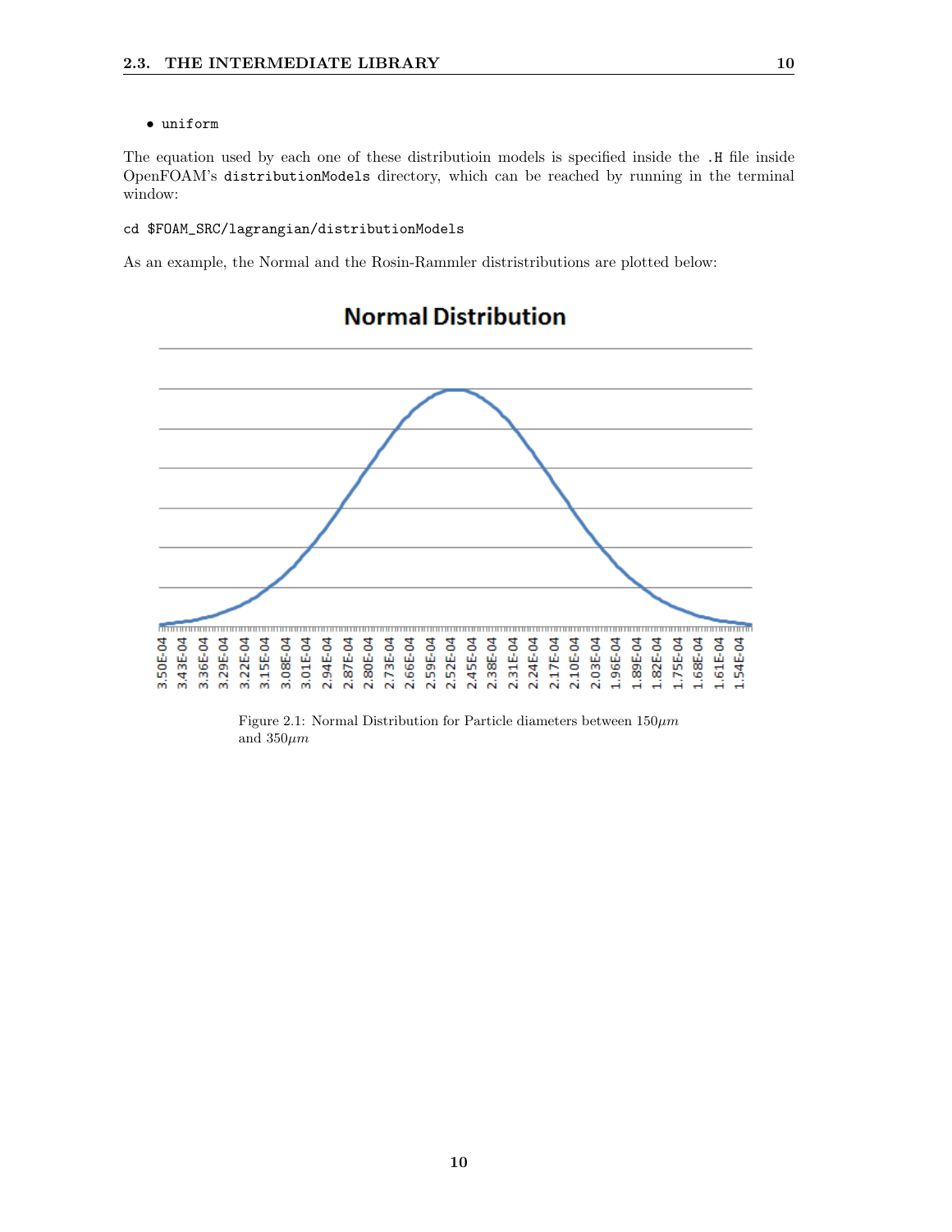- uniform

The equation used by each one of these distributioin models is specified inside the `.H` file inside OpenFOAM's `distributionModels` directory, which can be reached by running in the terminal window:

```
cd $FOAM_SRC/lagrangian/distributionModels
```

As an example, the Normal and the Rosin-Rammler distristributions are plotted below:

Figure 2.1: Normal Distribution for Particle diameters between $150 \mu m$ and $350 \mu m$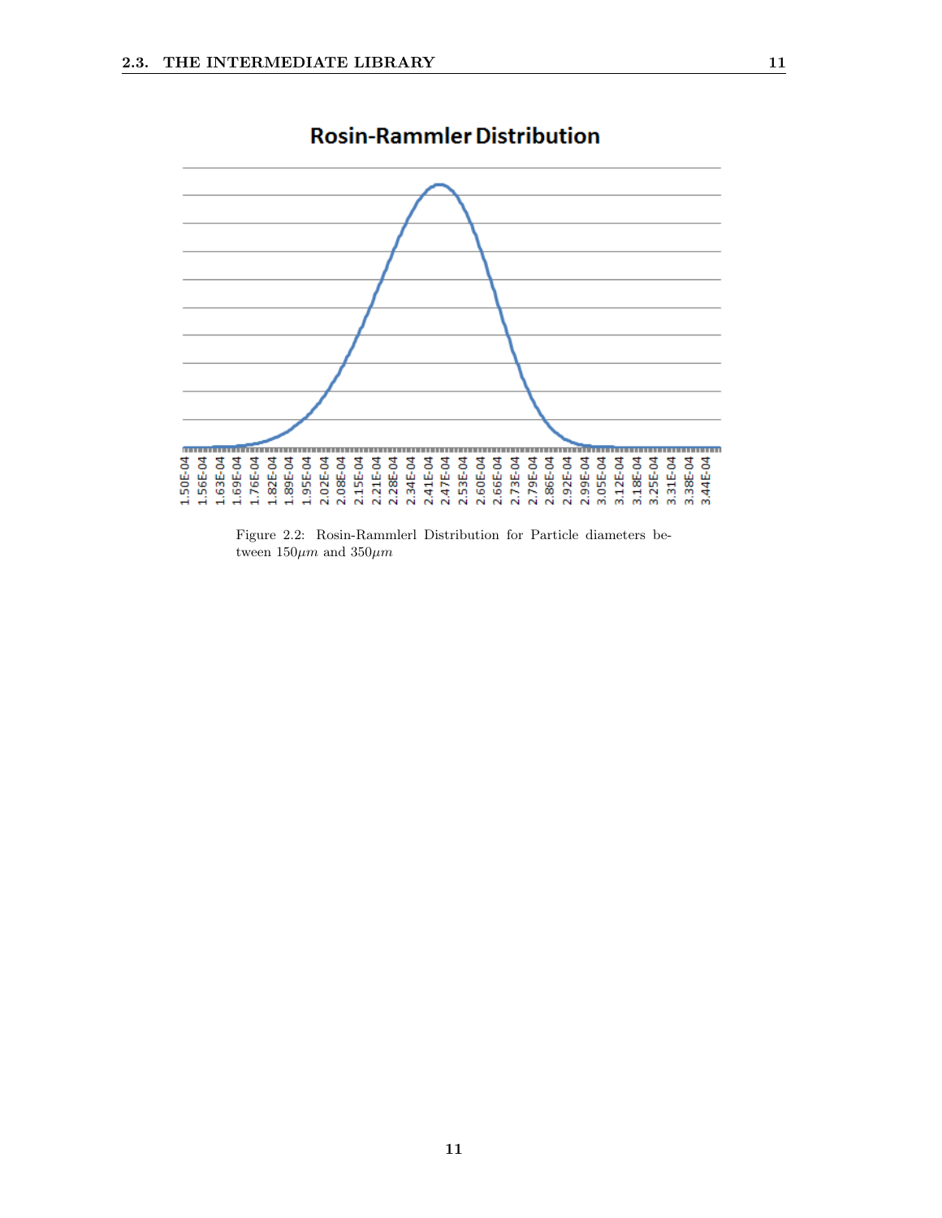Figure 2.2: Rosin-Rammlerl Distribution for Particle diameters between $150\mu m$ and $350\mu m$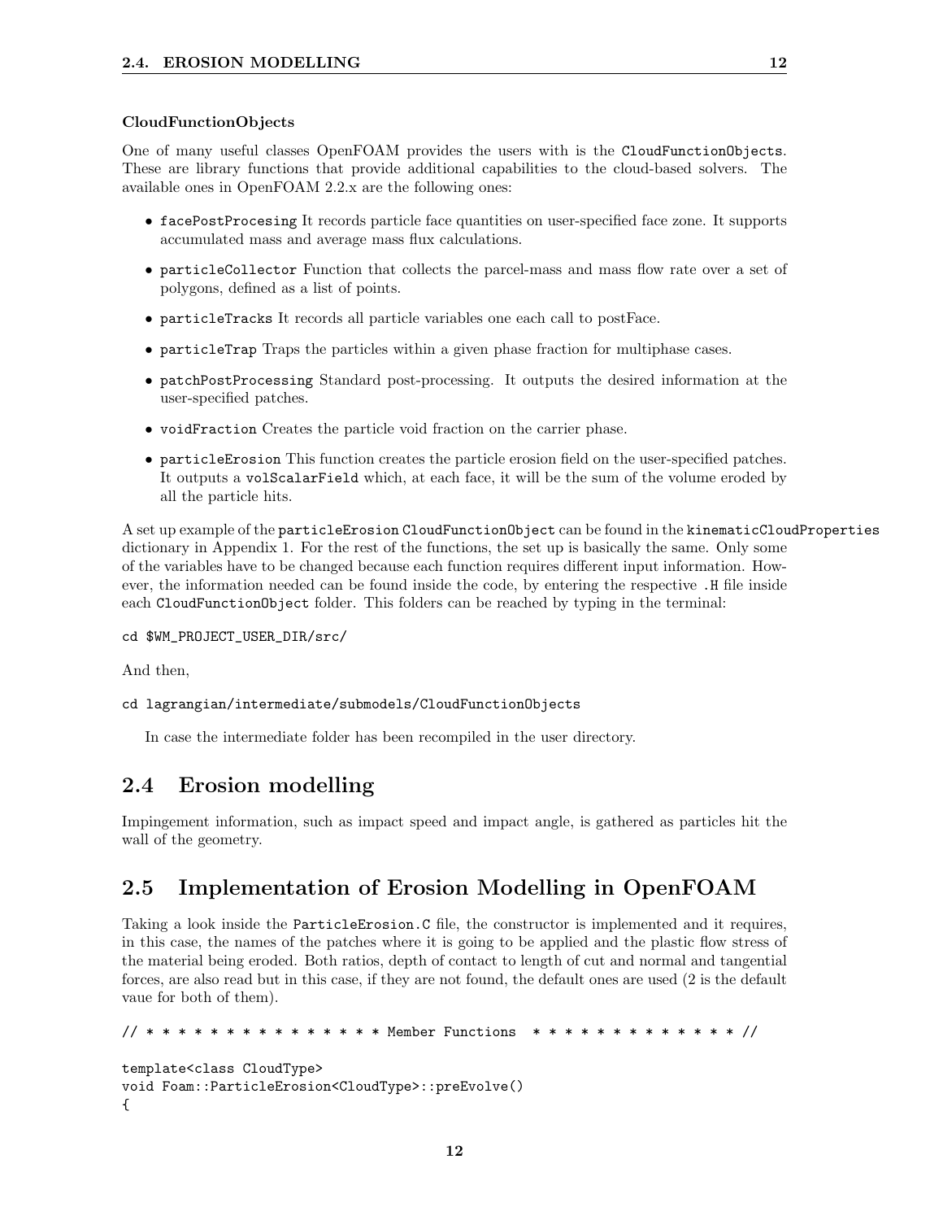### CloudFunctionObjects

One of many useful classes OpenFOAM provides the users with is the `CloudFunctionObjects`. These are library functions that provide additional capabilities to the cloud-based solvers. The available ones in OpenFOAM 2.2.x are the following ones:

- `facePostProcesing` It records particle face quantities on user-specified face zone. It supports accumulated mass and average mass flux calculations.
- `particleCollector` Function that collects the parcel-mass and mass flow rate over a set of polygons, defined as a list of points.
- `particleTracks` It records all particle variables one each call to postFace.
- `particleTrap` Traps the particles within a given phase fraction for multiphase cases.
- `patchPostProcessing` Standard post-processing. It outputs the desired information at the user-specified patches.
- `voidFraction` Creates the particle void fraction on the carrier phase.
- `particleErosion` This function creates the particle erosion field on the user-specified patches. It outputs a `volScalarField` which, at each face, it will be the sum of the volume eroded by all the particle hits.

A set up example of the `particleErosion` `CloudFunctionObject` can be found in the `kinematicCloudProperties` dictionary in Appendix 1. For the rest of the functions, the set up is basically the same. Only some of the variables have to be changed because each function requires different input information. However, the information needed can be found inside the code, by entering the respective `.H` file inside each `CloudFunctionObject` folder. This folders can be reached by typing in the terminal:

```
cd $WM_PROJECT_USER_DIR/src/
```

And then,

```
cd lagrangian/intermediate/submodels/CloudFunctionObjects
```

In case the intermediate folder has been recompiled in the user directory.

## 2.4 Erosion modelling

Impingement information, such as impact speed and impact angle, is gathered as particles hit the wall of the geometry.

## 2.5 Implementation of Erosion Modelling in OpenFOAM

Taking a look inside the `ParticleErosion.C` file, the constructor is implemented and it requires, in this case, the names of the patches where it is going to be applied and the plastic flow stress of the material being eroded. Both ratios, depth of contact to length of cut and normal and tangential forces, are also read but in this case, if they are not found, the default ones are used (2 is the default vaue for both of them).

```
// * * * * * * * * * * * * * * * Member Functions  * * * * * * * * * * * * * * //

template<class CloudType>
void Foam::ParticleErosion<CloudType>::preEvolve()
{
```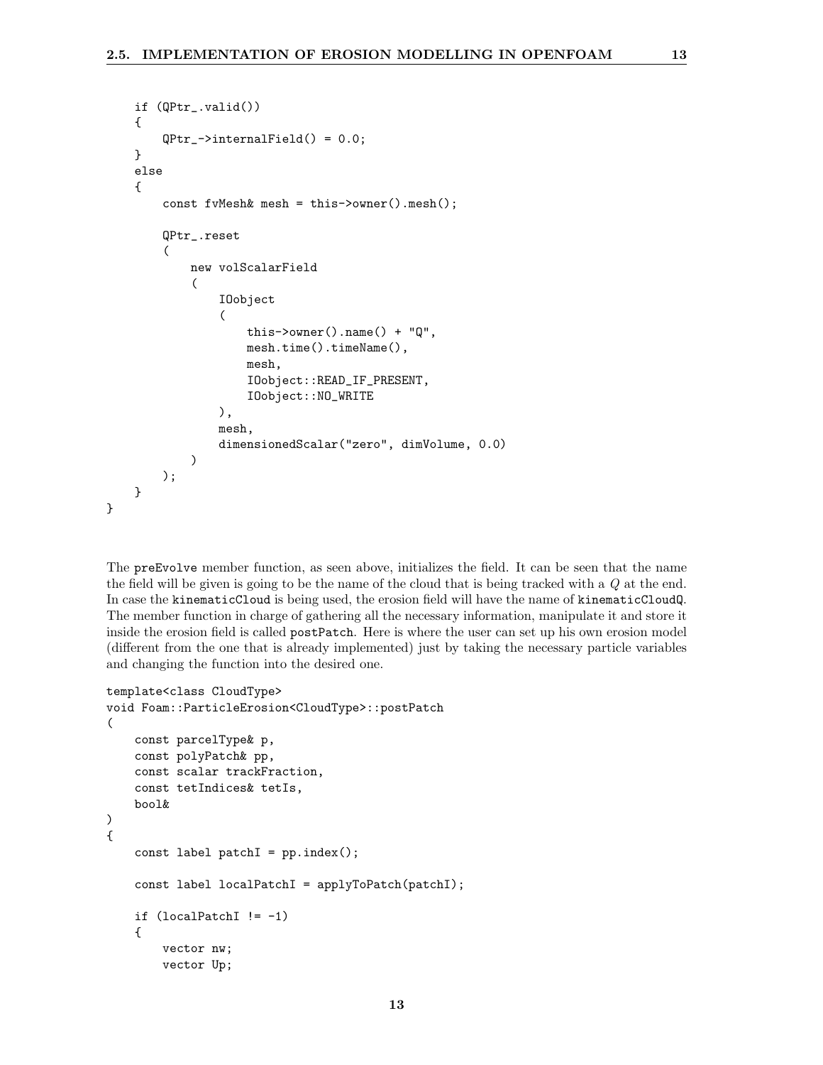```
    if (QPtr_.valid())
    {
        QPtr_->internalField() = 0.0;
    }
    else
    {
        const fvMesh& mesh = this->owner().mesh();

        QPtr_.reset
        (
            new volScalarField
            (
                IOobject
                (
                    this->owner().name() + "Q",
                    mesh.time().timeName(),
                    mesh,
                    IOobject::READ_IF_PRESENT,
                    IOobject::NO_WRITE
                ),
                mesh,
                dimensionedScalar("zero", dimVolume, 0.0)
            )
        );
    }
}
```

The preEvolve member function, as seen above, initializes the field. It can be seen that the name the field will be given is going to be the name of the cloud that is being tracked with a $Q$ at the end. In case the kinematicCloud is being used, the erosion field will have the name of kinematicCloudQ. The member function in charge of gathering all the necessary information, manipulate it and store it inside the erosion field is called postPatch. Here is where the user can set up his own erosion model (different from the one that is already implemented) just by taking the necessary particle variables and changing the function into the desired one.

```
template<class CloudType>
void Foam::ParticleErosion<CloudType>::postPatch
(
    const parcelType& p,
    const polyPatch& pp,
    const scalar trackFraction,
    const tetIndices& tetIs,
    bool&
)
{
    const label patchI = pp.index();

    const label localPatchI = applyToPatch(patchI);

    if (localPatchI != -1)
    {
        vector nw;
        vector Up;
```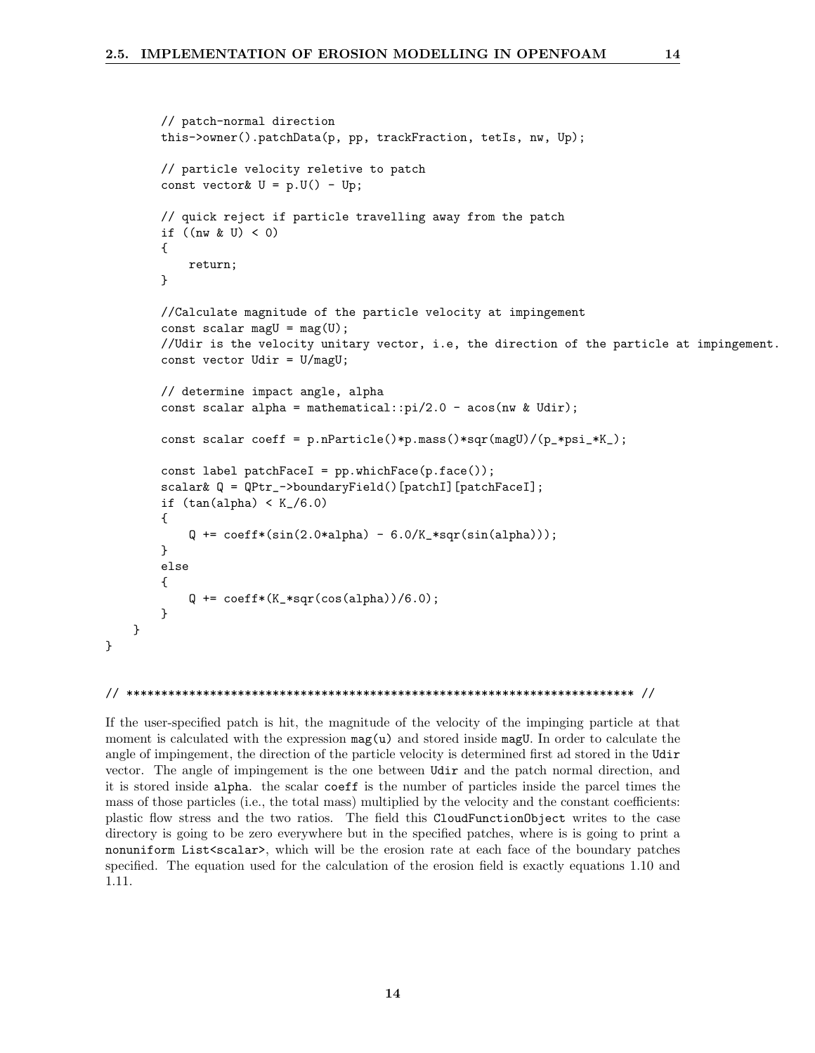```
        // patch-normal direction
        this->owner().patchData(p, pp, trackFraction, tetIs, nw, Up);

        // particle velocity reletive to patch
        const vector& U = p.U() - Up;

        // quick reject if particle travelling away from the patch
        if ((nw & U) < 0)
        {
            return;
        }

        //Calculate magnitude of the particle velocity at impingement
        const scalar magU = mag(U);
        //Udir is the velocity unitary vector, i.e, the direction of the particle at impingement.
        const vector Udir = U/magU;

        // determine impact angle, alpha
        const scalar alpha = mathematical::pi/2.0 - acos(nw & Udir);

        const scalar coeff = p.nParticle()*p.mass()*sqr(magU)/(p_*psi_*K_);

        const label patchFaceI = pp.whichFace(p.face());
        scalar& Q = QPtr_->boundaryField()[patchI][patchFaceI];
        if (tan(alpha) < K_/6.0)
        {
            Q += coeff*(sin(2.0*alpha) - 6.0/K_*sqr(sin(alpha)));
        }
        else
        {
            Q += coeff*(K_*sqr(cos(alpha))/6.0);
        }
    }
}


// ************************************************************************* //
```

If the user-specified patch is hit, the magnitude of the velocity of the impinging particle at that moment is calculated with the expression `mag(u)` and stored inside `magU`. In order to calculate the angle of impingement, the direction of the particle velocity is determined first ad stored in the `Udir` vector. The angle of impingement is the one between `Udir` and the patch normal direction, and it is stored inside `alpha`. the scalar `coeff` is the number of particles inside the parcel times the mass of those particles (i.e., the total mass) multiplied by the velocity and the constant coefficients: plastic flow stress and the two ratios. The field this `CloudFunctionObject` writes to the case directory is going to be zero everywhere but in the specified patches, where is is going to print a `nonuniform List<scalar>`, which will be the erosion rate at each face of the boundary patches specified. The equation used for the calculation of the erosion field is exactly equations 1.10 and 1.11.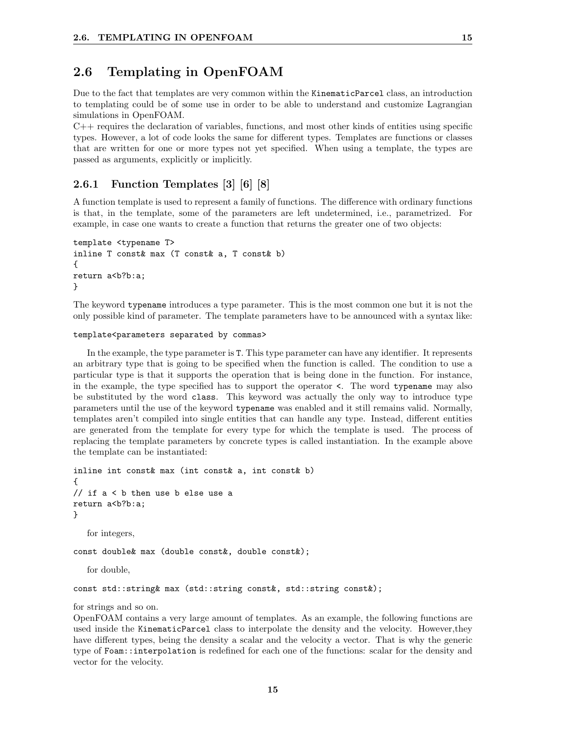## 2.6 Templating in OpenFOAM

Due to the fact that templates are very common within the `KinematicParcel` class, an introduction to templating could be of some use in order to be able to understand and customize Lagrangian simulations in OpenFOAM.

C++ requires the declaration of variables, functions, and most other kinds of entities using specific types. However, a lot of code looks the same for different types. Templates are functions or classes that are written for one or more types not yet specified. When using a template, the types are passed as arguments, explicitly or implicitly.

### 2.6.1 Function Templates [3] [6] [8]

A function template is used to represent a family of functions. The difference with ordinary functions is that, in the template, some of the parameters are left undetermined, i.e., parametrized. For example, in case one wants to create a function that returns the greater one of two objects:

```
template <typename T>
inline T const& max (T const& a, T const& b)
{
return a<b?b:a;
}
```

The keyword `typename` introduces a type parameter. This is the most common one but it is not the only possible kind of parameter. The template parameters have to be announced with a syntax like:

```
template<parameters separated by commas>
```

In the example, the type parameter is `T`. This type parameter can have any identifier. It represents an arbitrary type that is going to be specified when the function is called. The condition to use a particular type is that it supports the operation that is being done in the function. For instance, in the example, the type specified has to support the operator `<`. The word `typename` may also be substituted by the word `class`. This keyword was actually the only way to introduce type parameters until the use of the keyword `typename` was enabled and it still remains valid. Normally, templates aren't compiled into single entities that can handle any type. Instead, different entities are generated from the template for every type for which the template is used. The process of replacing the template parameters by concrete types is called instantiation. In the example above the template can be instantiated:

```
inline int const& max (int const& a, int const& b)
{
// if a < b then use b else use a
return a<b?b:a;
}
```

for integers,

```
const double& max (double const&, double const&);
```

for double,

```
const std::string& max (std::string const&, std::string const&);
```

for strings and so on.

OpenFOAM contains a very large amount of templates. As an example, the following functions are used inside the `KinematicParcel` class to interpolate the density and the velocity. However,they have different types, being the density a scalar and the velocity a vector. That is why the generic type of `Foam::interpolation` is redefined for each one of the functions: scalar for the density and vector for the velocity.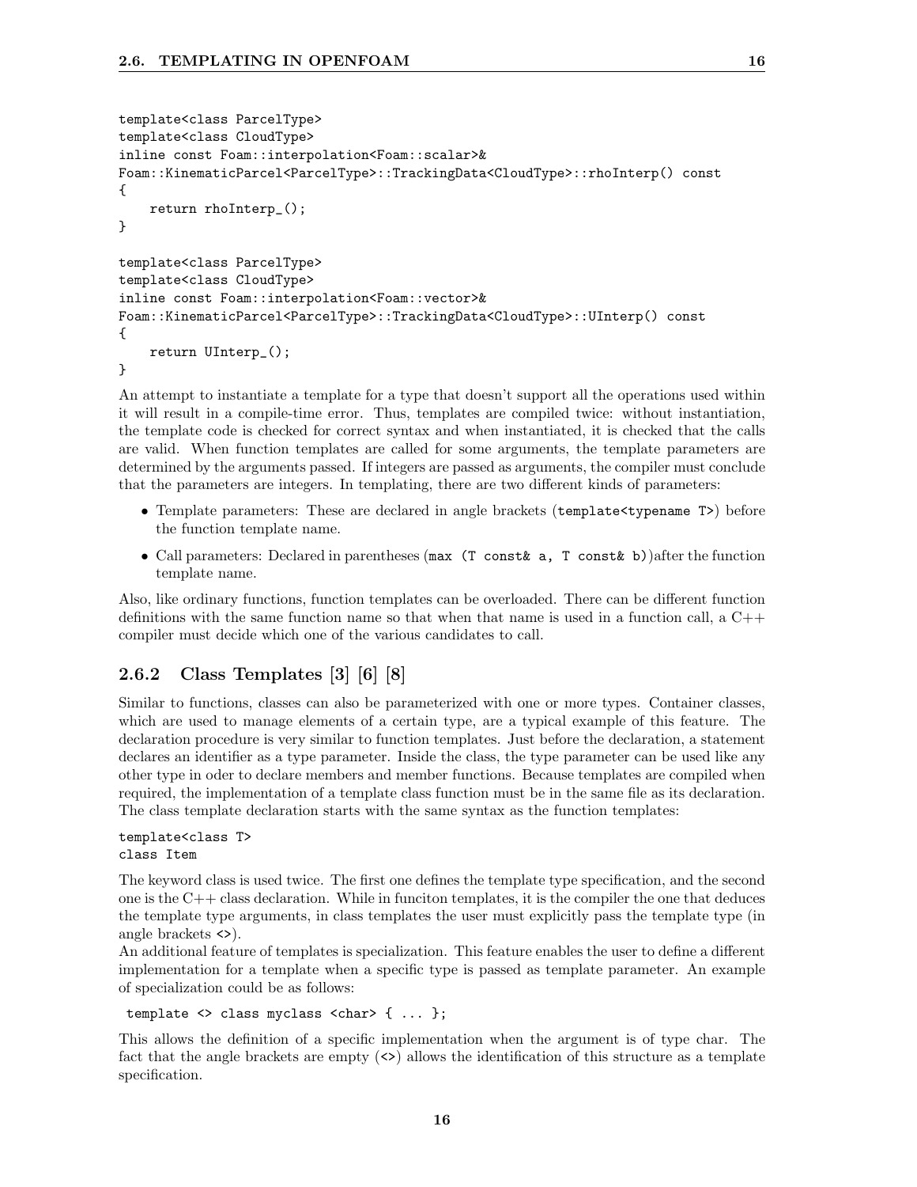```
template<class ParcelType>
template<class CloudType>
inline const Foam::interpolation<Foam::scalar>&
Foam::KinematicParcel<ParcelType>::TrackingData<CloudType>::rhoInterp() const
{
    return rhoInterp_();
}

template<class ParcelType>
template<class CloudType>
inline const Foam::interpolation<Foam::vector>&
Foam::KinematicParcel<ParcelType>::TrackingData<CloudType>::UInterp() const
{
    return UInterp_();
}
```

An attempt to instantiate a template for a type that doesn't support all the operations used within it will result in a compile-time error. Thus, templates are compiled twice: without instantiation, the template code is checked for correct syntax and when instantiated, it is checked that the calls are valid. When function templates are called for some arguments, the template parameters are determined by the arguments passed. If integers are passed as arguments, the compiler must conclude that the parameters are integers. In templating, there are two different kinds of parameters:

- Template parameters: These are declared in angle brackets (`template<typename T>`) before the function template name.
- Call parameters: Declared in parentheses (`max (T const& a, T const& b)`)after the function template name.

Also, like ordinary functions, function templates can be overloaded. There can be different function definitions with the same function name so that when that name is used in a function call, a C++ compiler must decide which one of the various candidates to call.

### 2.6.2 Class Templates [3] [6] [8]

Similar to functions, classes can also be parameterized with one or more types. Container classes, which are used to manage elements of a certain type, are a typical example of this feature. The declaration procedure is very similar to function templates. Just before the declaration, a statement declares an identifier as a type parameter. Inside the class, the type parameter can be used like any other type in oder to declare members and member functions. Because templates are compiled when required, the implementation of a template class function must be in the same file as its declaration. The class template declaration starts with the same syntax as the function templates:

```
template<class T>
class Item
```

The keyword class is used twice. The first one defines the template type specification, and the second one is the C++ class declaration. While in funciton templates, it is the compiler the one that deduces the template type arguments, in class templates the user must explicitly pass the template type (in angle brackets `<>`).
An additional feature of templates is specialization. This feature enables the user to define a different implementation for a template when a specific type is passed as template parameter. An example of specialization could be as follows:

```
 template <> class myclass <char> { ... };
```

This allows the definition of a specific implementation when the argument is of type char. The fact that the angle brackets are empty (`<>`) allows the identification of this structure as a template specification.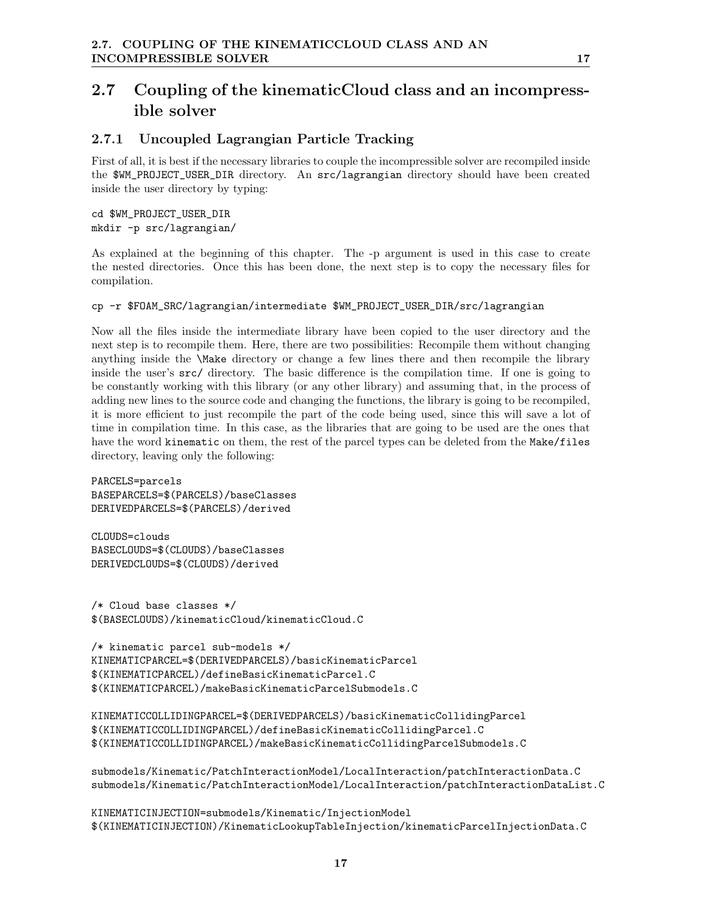## 2.7 Coupling of the kinematicCloud class and an incompressible solver

### 2.7.1 Uncoupled Lagrangian Particle Tracking

First of all, it is best if the necessary libraries to couple the incompressible solver are recompiled inside the `$WM_PROJECT_USER_DIR` directory. An `src/lagrangian` directory should have been created inside the user directory by typing:

```
cd $WM_PROJECT_USER_DIR
mkdir -p src/lagrangian/
```

As explained at the beginning of this chapter. The -p argument is used in this case to create the nested directories. Once this has been done, the next step is to copy the necessary files for compilation.

```
cp -r $FOAM_SRC/lagrangian/intermediate $WM_PROJECT_USER_DIR/src/lagrangian
```

Now all the files inside the intermediate library have been copied to the user directory and the next step is to recompile them. Here, there are two possibilities: Recompile them without changing anything inside the `\Make` directory or change a few lines there and then recompile the library inside the user's `src/` directory. The basic difference is the compilation time. If one is going to be constantly working with this library (or any other library) and assuming that, in the process of adding new lines to the source code and changing the functions, the library is going to be recompiled, it is more efficient to just recompile the part of the code being used, since this will save a lot of time in compilation time. In this case, as the libraries that are going to be used are the ones that have the word `kinematic` on them, the rest of the parcel types can be deleted from the `Make/files` directory, leaving only the following:

```
PARCELS=parcels
BASEPARCELS=$(PARCELS)/baseClasses
DERIVEDPARCELS=$(PARCELS)/derived

CLOUDS=clouds
BASECLOUDS=$(CLOUDS)/baseClasses
DERIVEDCLOUDS=$(CLOUDS)/derived


/* Cloud base classes */
$(BASECLOUDS)/kinematicCloud/kinematicCloud.C

/* kinematic parcel sub-models */
KINEMATICPARCEL=$(DERIVEDPARCELS)/basicKinematicParcel
$(KINEMATICPARCEL)/defineBasicKinematicParcel.C
$(KINEMATICPARCEL)/makeBasicKinematicParcelSubmodels.C

KINEMATICCOLLIDINGPARCEL=$(DERIVEDPARCELS)/basicKinematicCollidingParcel
$(KINEMATICCOLLIDINGPARCEL)/defineBasicKinematicCollidingParcel.C
$(KINEMATICCOLLIDINGPARCEL)/makeBasicKinematicCollidingParcelSubmodels.C

submodels/Kinematic/PatchInteractionModel/LocalInteraction/patchInteractionData.C
submodels/Kinematic/PatchInteractionModel/LocalInteraction/patchInteractionDataList.C

KINEMATICINJECTION=submodels/Kinematic/InjectionModel
$(KINEMATICINJECTION)/KinematicLookupTableInjection/kinematicParcelInjectionData.C
```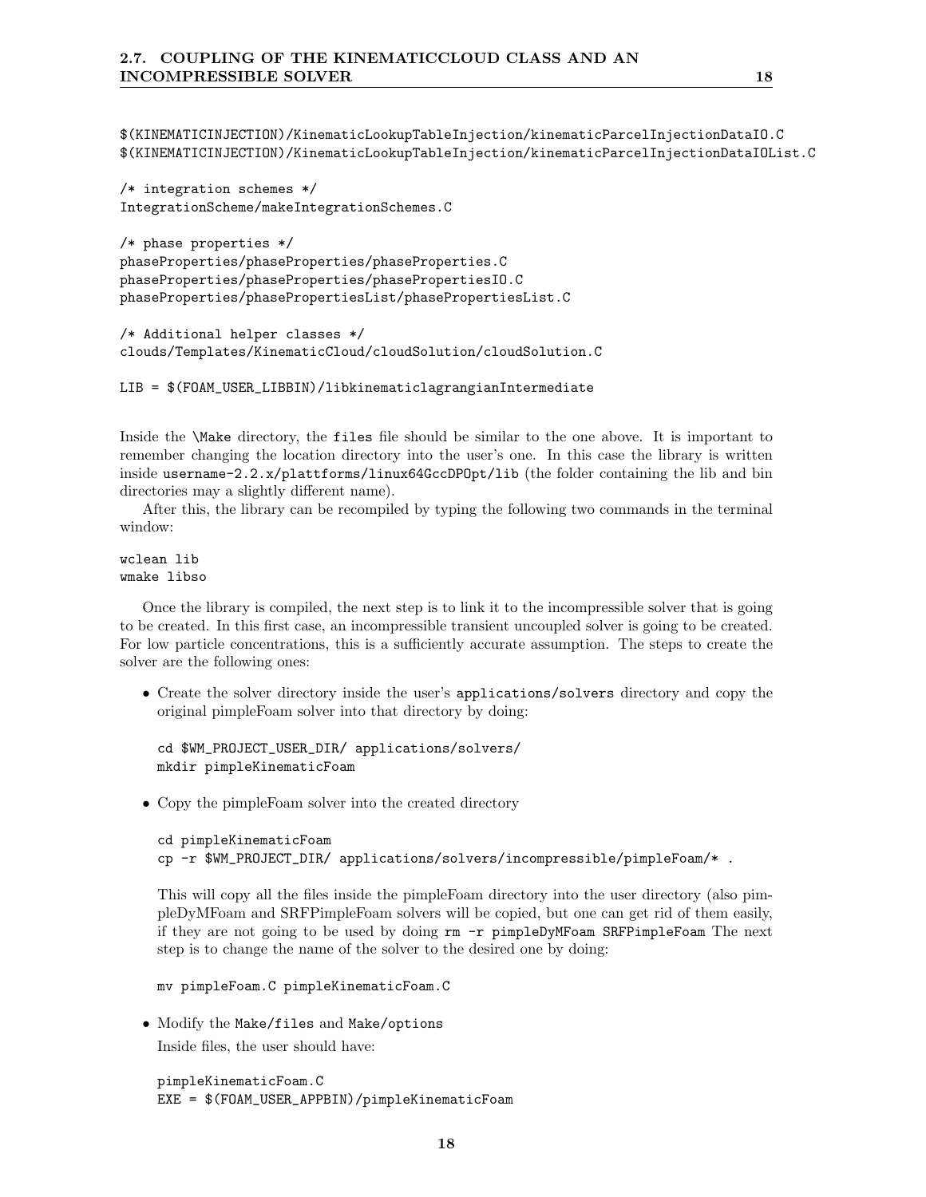```
$(KINEMATICINJECTION)/KinematicLookupTableInjection/kinematicParcelInjectionDataIO.C
$(KINEMATICINJECTION)/KinematicLookupTableInjection/kinematicParcelInjectionDataIOList.C

/* integration schemes */
IntegrationScheme/makeIntegrationSchemes.C

/* phase properties */
phaseProperties/phaseProperties/phaseProperties.C
phaseProperties/phaseProperties/phasePropertiesIO.C
phaseProperties/phasePropertiesList/phasePropertiesList.C

/* Additional helper classes */
clouds/Templates/KinematicCloud/cloudSolution/cloudSolution.C

LIB = $(FOAM_USER_LIBBIN)/libkinematiclagrangianIntermediate
```

Inside the `\Make` directory, the `files` file should be similar to the one above. It is important to remember changing the location directory into the user's one. In this case the library is written inside `username-2.2.x/plattforms/linux64GccDPOpt/lib` (the folder containing the lib and bin directories may a slightly different name).

After this, the library can be recompiled by typing the following two commands in the terminal window:

```
wclean lib
wmake libso
```

Once the library is compiled, the next step is to link it to the incompressible solver that is going to be created. In this first case, an incompressible transient uncoupled solver is going to be created. For low particle concentrations, this is a sufficiently accurate assumption. The steps to create the solver are the following ones:

- Create the solver directory inside the user's `applications/solvers` directory and copy the original pimpleFoam solver into that directory by doing:

  ```
  cd $WM_PROJECT_USER_DIR/ applications/solvers/
  mkdir pimpleKinematicFoam
  ```

- Copy the pimpleFoam solver into the created directory

  ```
  cd pimpleKinematicFoam
  cp -r $WM_PROJECT_DIR/ applications/solvers/incompressible/pimpleFoam/* .
  ```

  This will copy all the files inside the pimpleFoam directory into the user directory (also pimpleDyMFoam and SRFPimpleFoam solvers will be copied, but one can get rid of them easily, if they are not going to be used by doing `rm -r pimpleDyMFoam SRFPimpleFoam` The next step is to change the name of the solver to the desired one by doing:

  ```
  mv pimpleFoam.C pimpleKinematicFoam.C
  ```

- Modify the `Make/files` and `Make/options`

  Inside files, the user should have:

  ```
  pimpleKinematicFoam.C
  EXE = $(FOAM_USER_APPBIN)/pimpleKinematicFoam
  ```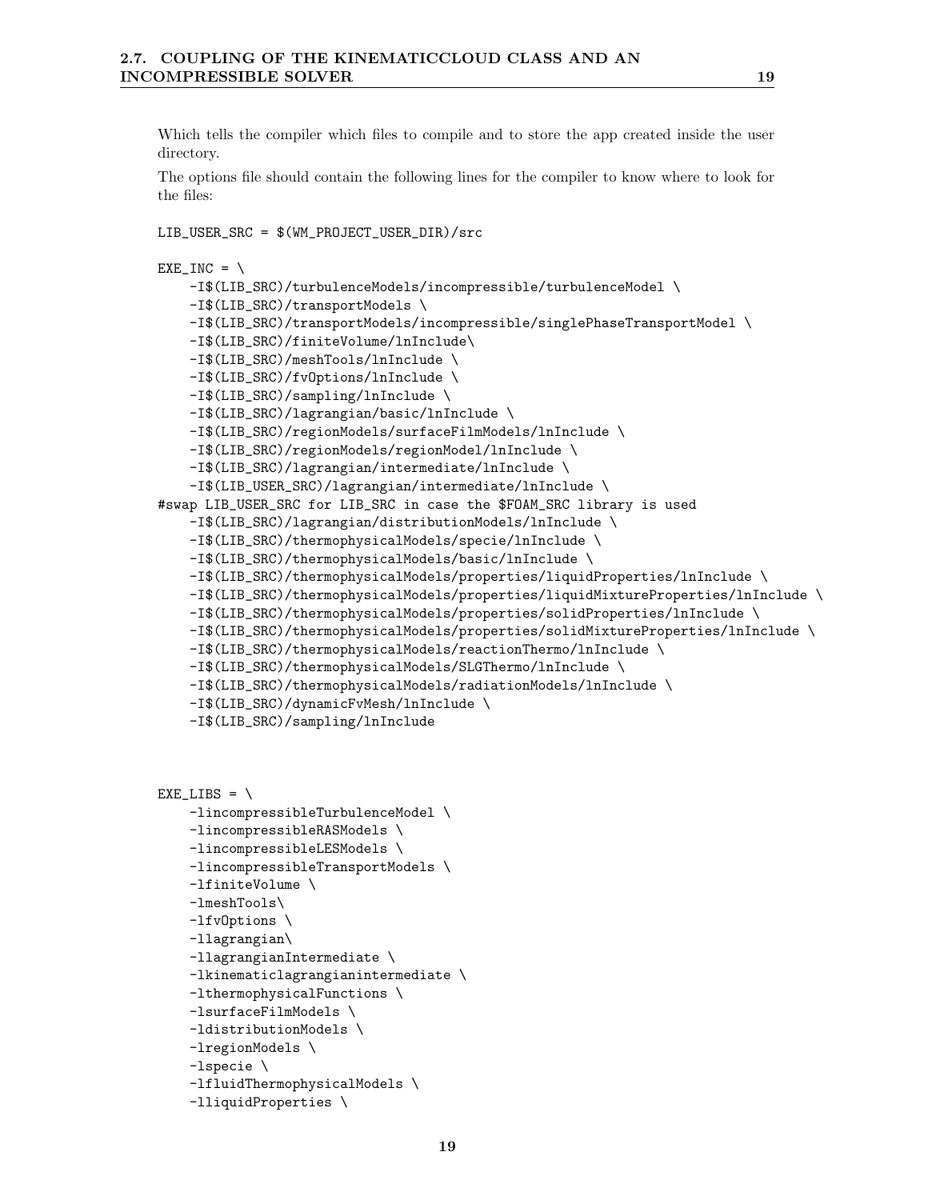Which tells the compiler which files to compile and to store the app created inside the user directory.

The options file should contain the following lines for the compiler to know where to look for the files:

```
LIB_USER_SRC = $(WM_PROJECT_USER_DIR)/src

EXE_INC = \
    -I$(LIB_SRC)/turbulenceModels/incompressible/turbulenceModel \
    -I$(LIB_SRC)/transportModels \
    -I$(LIB_SRC)/transportModels/incompressible/singlePhaseTransportModel \
    -I$(LIB_SRC)/finiteVolume/lnInclude\
    -I$(LIB_SRC)/meshTools/lnInclude \
    -I$(LIB_SRC)/fvOptions/lnInclude \
    -I$(LIB_SRC)/sampling/lnInclude \
    -I$(LIB_SRC)/lagrangian/basic/lnInclude \
    -I$(LIB_SRC)/regionModels/surfaceFilmModels/lnInclude \
    -I$(LIB_SRC)/regionModels/regionModel/lnInclude \
    -I$(LIB_SRC)/lagrangian/intermediate/lnInclude \
    -I$(LIB_USER_SRC)/lagrangian/intermediate/lnInclude \
#swap LIB_USER_SRC for LIB_SRC in case the $FOAM_SRC library is used
    -I$(LIB_SRC)/lagrangian/distributionModels/lnInclude \
    -I$(LIB_SRC)/thermophysicalModels/specie/lnInclude \
    -I$(LIB_SRC)/thermophysicalModels/basic/lnInclude \
    -I$(LIB_SRC)/thermophysicalModels/properties/liquidProperties/lnInclude \
    -I$(LIB_SRC)/thermophysicalModels/properties/liquidMixtureProperties/lnInclude \
    -I$(LIB_SRC)/thermophysicalModels/properties/solidProperties/lnInclude \
    -I$(LIB_SRC)/thermophysicalModels/properties/solidMixtureProperties/lnInclude \
    -I$(LIB_SRC)/thermophysicalModels/reactionThermo/lnInclude \
    -I$(LIB_SRC)/thermophysicalModels/SLGThermo/lnInclude \
    -I$(LIB_SRC)/thermophysicalModels/radiationModels/lnInclude \
    -I$(LIB_SRC)/dynamicFvMesh/lnInclude \
    -I$(LIB_SRC)/sampling/lnInclude



EXE_LIBS = \
    -lincompressibleTurbulenceModel \
    -lincompressibleRASModels \
    -lincompressibleLESModels \
    -lincompressibleTransportModels \
    -lfiniteVolume \
    -lmeshTools\
    -lfvOptions \
    -llagrangian\
    -llagrangianIntermediate \
    -lkinematiclagrangianintermediate \
    -lthermophysicalFunctions \
    -lsurfaceFilmModels \
    -ldistributionModels \
    -lregionModels \
    -lspecie \
    -lfluidThermophysicalModels \
    -lliquidProperties \
```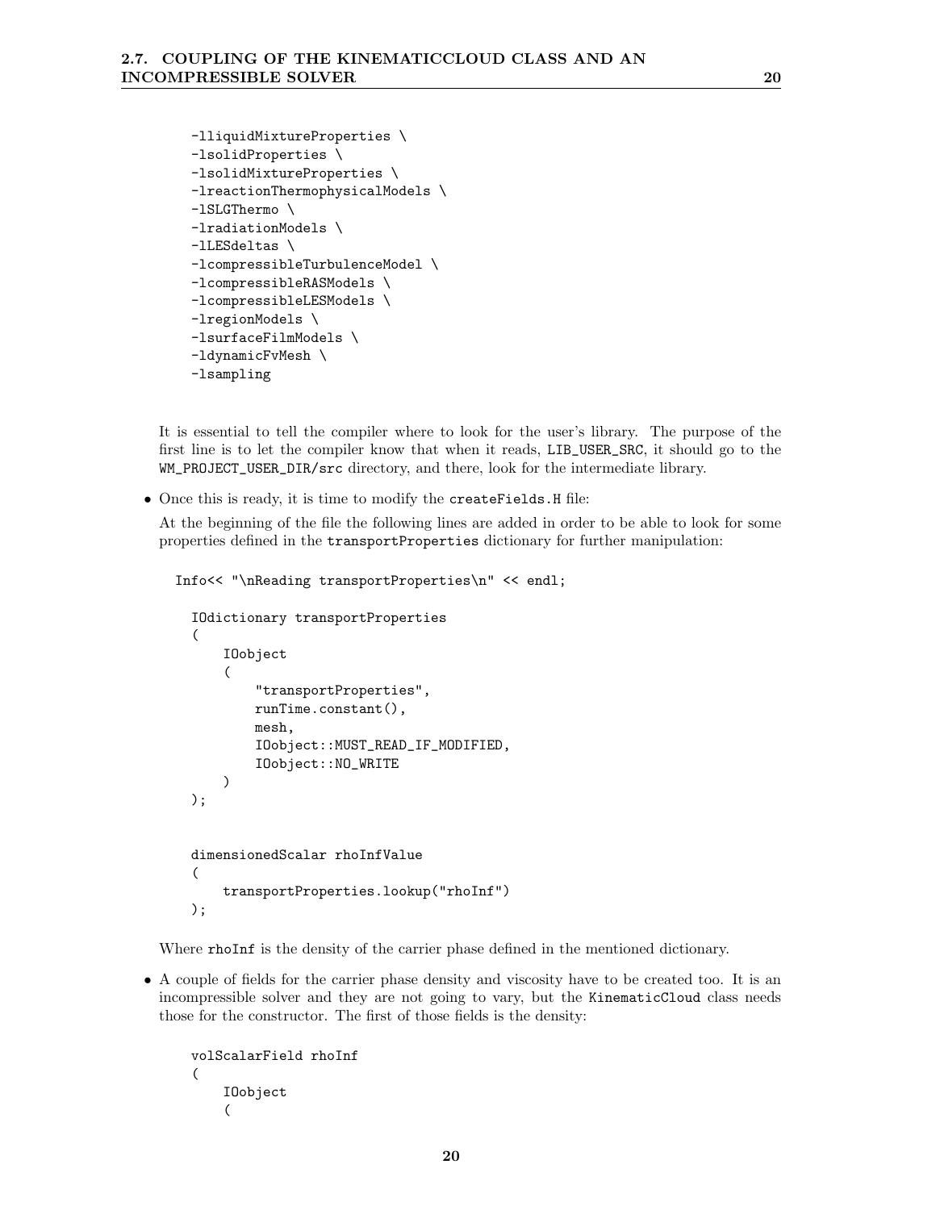```
-lliquidMixtureProperties \
-lsolidProperties \
-lsolidMixtureProperties \
-lreactionThermophysicalModels \
-lSLGThermo \
-lradiationModels \
-lLESdeltas \
-lcompressibleTurbulenceModel \
-lcompressibleRASModels \
-lcompressibleLESModels \
-lregionModels \
-lsurfaceFilmModels \
-ldynamicFvMesh \
-lsampling
```

It is essential to tell the compiler where to look for the user's library. The purpose of the first line is to let the compiler know that when it reads, `LIB_USER_SRC`, it should go to the `WM_PROJECT_USER_DIR/src` directory, and there, look for the intermediate library.

- Once this is ready, it is time to modify the `createFields.H` file:

  At the beginning of the file the following lines are added in order to be able to look for some properties defined in the `transportProperties` dictionary for further manipulation:

```
Info<< "\nReading transportProperties\n" << endl;

  IOdictionary transportProperties
  (
      IOobject
      (
          "transportProperties",
          runTime.constant(),
          mesh,
          IOobject::MUST_READ_IF_MODIFIED,
          IOobject::NO_WRITE
      )
  );


  dimensionedScalar rhoInfValue
  (
      transportProperties.lookup("rhoInf")
  );
```

  Where `rhoInf` is the density of the carrier phase defined in the mentioned dictionary.

- A couple of fields for the carrier phase density and viscosity have to be created too. It is an incompressible solver and they are not going to vary, but the `KinematicCloud` class needs those for the constructor. The first of those fields is the density:

```
volScalarField rhoInf
(
    IOobject
    (
```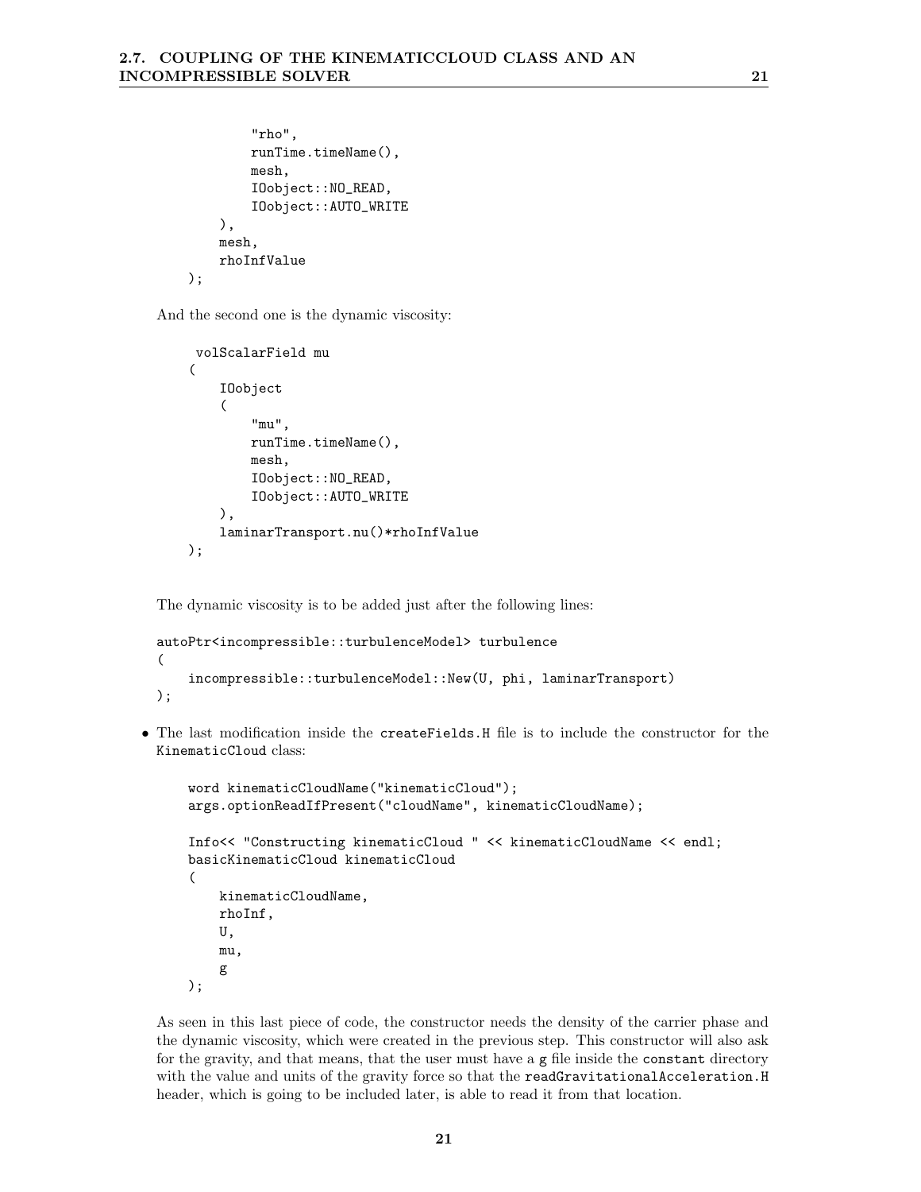```
            "rho",
            runTime.timeName(),
            mesh,
            IOobject::NO_READ,
            IOobject::AUTO_WRITE
        ),
        mesh,
        rhoInfValue
    );
```

And the second one is the dynamic viscosity:

```
     volScalarField mu
    (
        IOobject
        (
            "mu",
            runTime.timeName(),
            mesh,
            IOobject::NO_READ,
            IOobject::AUTO_WRITE
        ),
        laminarTransport.nu()*rhoInfValue
    );
```

The dynamic viscosity is to be added just after the following lines:

```
autoPtr<incompressible::turbulenceModel> turbulence
(
    incompressible::turbulenceModel::New(U, phi, laminarTransport)
);
```

- The last modification inside the `createFields.H` file is to include the constructor for the `KinematicCloud` class:

```
    word kinematicCloudName("kinematicCloud");
    args.optionReadIfPresent("cloudName", kinematicCloudName);

    Info<< "Constructing kinematicCloud " << kinematicCloudName << endl;
    basicKinematicCloud kinematicCloud
    (
        kinematicCloudName,
        rhoInf,
        U,
        mu,
        g
    );
```

As seen in this last piece of code, the constructor needs the density of the carrier phase and the dynamic viscosity, which were created in the previous step. This constructor will also ask for the gravity, and that means, that the user must have a `g` file inside the `constant` directory with the value and units of the gravity force so that the `readGravitationalAcceleration.H` header, which is going to be included later, is able to read it from that location.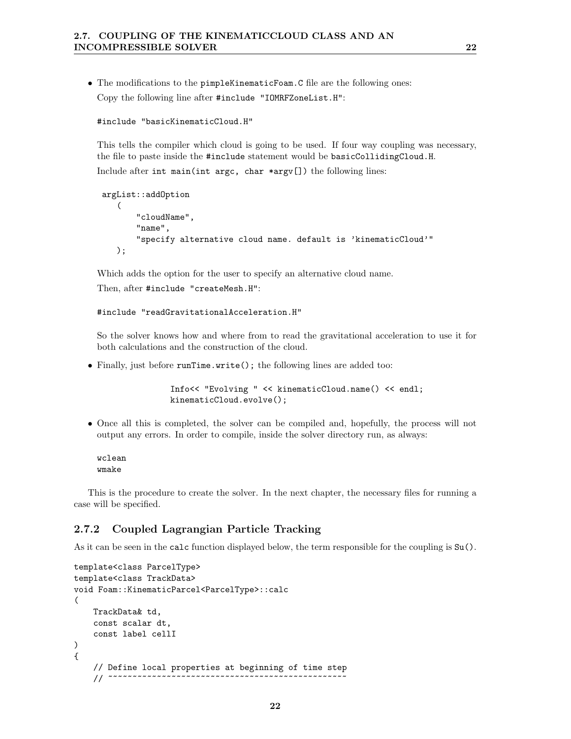- The modifications to the `pimpleKinematicFoam.C` file are the following ones:

  Copy the following line after `#include "IOMRFZoneList.H"`:

  ```
  #include "basicKinematicCloud.H"
  ```

  This tells the compiler which cloud is going to be used. If four way coupling was necessary, the file to paste inside the `#include` statement would be `basicCollidingCloud.H`.

  Include after `int main(int argc, char *argv[])` the following lines:

  ```
  argList::addOption
      (
          "cloudName",
          "name",
          "specify alternative cloud name. default is 'kinematicCloud'"
      );
  ```

  Which adds the option for the user to specify an alternative cloud name.

  Then, after `#include "createMesh.H"`:

  ```
  #include "readGravitationalAcceleration.H"
  ```

  So the solver knows how and where from to read the gravitational acceleration to use it for both calculations and the construction of the cloud.

- Finally, just before `runTime.write();` the following lines are added too:

  ```
  Info<< "Evolving " << kinematicCloud.name() << endl;
  kinematicCloud.evolve();
  ```

- Once all this is completed, the solver can be compiled and, hopefully, the process will not output any errors. In order to compile, inside the solver directory run, as always:

  ```
  wclean
  wmake
  ```

This is the procedure to create the solver. In the next chapter, the necessary files for running a case will be specified.

### 2.7.2 Coupled Lagrangian Particle Tracking

As it can be seen in the `calc` function displayed below, the term responsible for the coupling is `Su()`.

```
template<class ParcelType>
template<class TrackData>
void Foam::KinematicParcel<ParcelType>::calc
(
    TrackData& td,
    const scalar dt,
    const label cellI
)
{
    // Define local properties at beginning of time step
    // ~~~~~~~~~~~~~~~~~~~~~~~~~~~~~~~~~~~~~~~~~~~~~~~~~~
```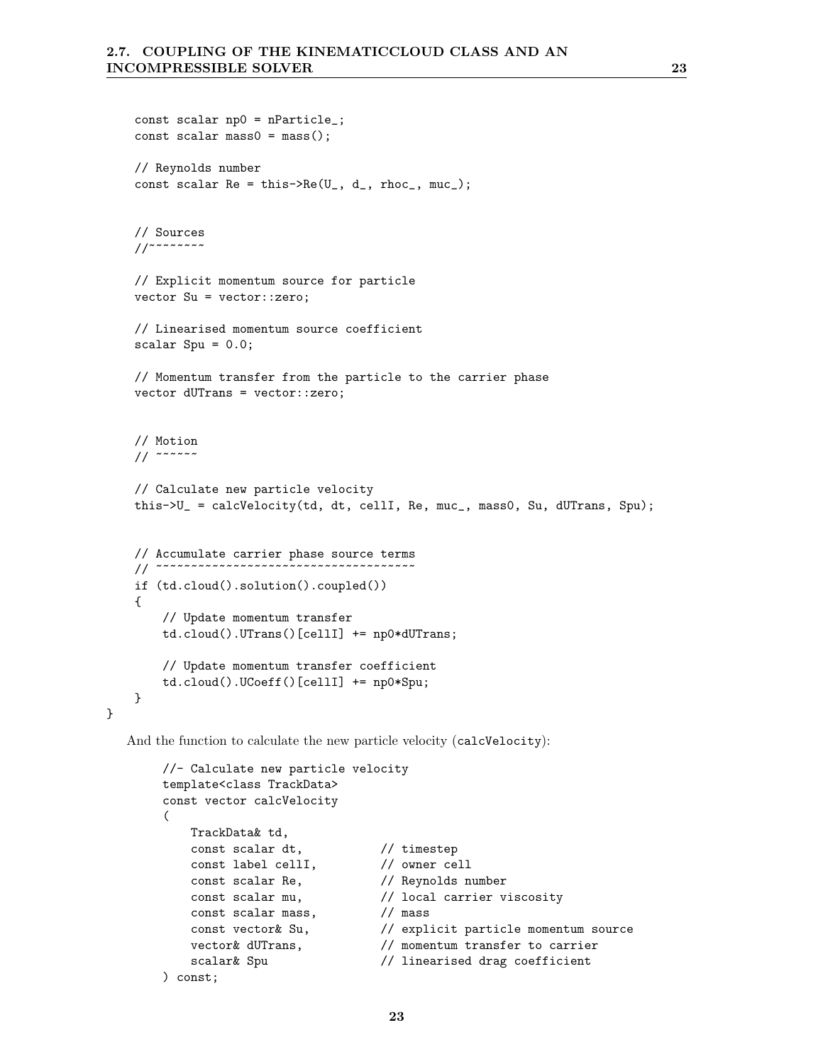```
    const scalar np0 = nParticle_;
    const scalar mass0 = mass();

    // Reynolds number
    const scalar Re = this->Re(U_, d_, rhoc_, muc_);


    // Sources
    //~~~~~~~~

    // Explicit momentum source for particle
    vector Su = vector::zero;

    // Linearised momentum source coefficient
    scalar Spu = 0.0;

    // Momentum transfer from the particle to the carrier phase
    vector dUTrans = vector::zero;


    // Motion
    // ~~~~~~

    // Calculate new particle velocity
    this->U_ = calcVelocity(td, dt, cellI, Re, muc_, mass0, Su, dUTrans, Spu);


    // Accumulate carrier phase source terms
    // ~~~~~~~~~~~~~~~~~~~~~~~~~~~~~~~~~~~~~
    if (td.cloud().solution().coupled())
    {
        // Update momentum transfer
        td.cloud().UTrans()[cellI] += np0*dUTrans;

        // Update momentum transfer coefficient
        td.cloud().UCoeff()[cellI] += np0*Spu;
    }
}
```

And the function to calculate the new particle velocity (calcVelocity):

```
        //- Calculate new particle velocity
        template<class TrackData>
        const vector calcVelocity
        (
            TrackData& td,
            const scalar dt,           // timestep
            const label cellI,         // owner cell
            const scalar Re,           // Reynolds number
            const scalar mu,           // local carrier viscosity
            const scalar mass,         // mass
            const vector& Su,          // explicit particle momentum source
            vector& dUTrans,           // momentum transfer to carrier
            scalar& Spu                // linearised drag coefficient
        ) const;
```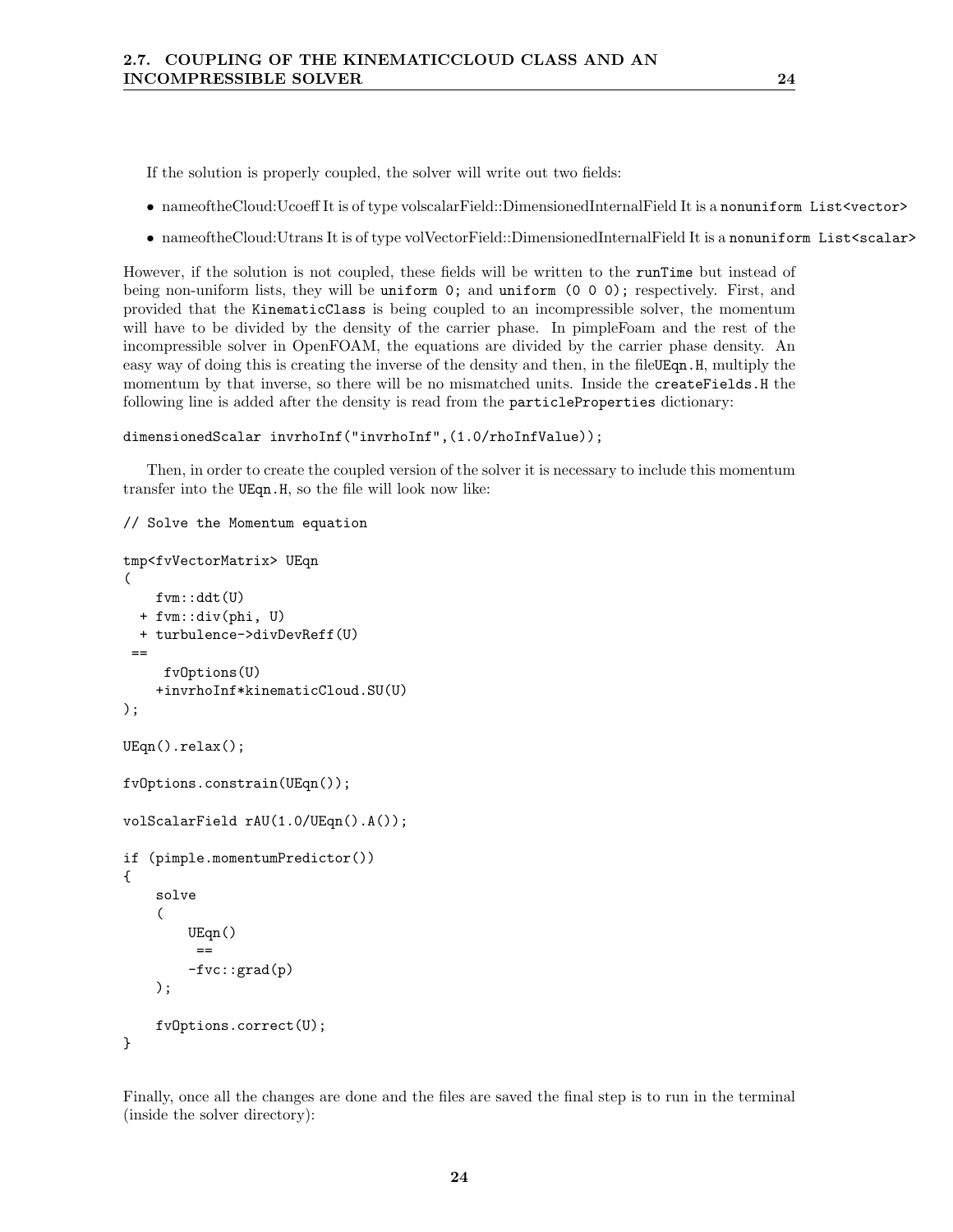If the solution is properly coupled, the solver will write out two fields:

- nameoftheCloud:Ucoeff It is of type volscalarField::DimensionedInternalField It is a `nonuniform List<vector>`
- nameoftheCloud:Utrans It is of type volVectorField::DimensionedInternalField It is a `nonuniform List<scalar>`

However, if the solution is not coupled, these fields will be written to the `runTime` but instead of being non-uniform lists, they will be `uniform 0;` and `uniform (0 0 0);` respectively. First, and provided that the `KinematicClass` is being coupled to an incompressible solver, the momentum will have to be divided by the density of the carrier phase. In pimpleFoam and the rest of the incompressible solver in OpenFOAM, the equations are divided by the carrier phase density. An easy way of doing this is creating the inverse of the density and then, in the file`UEqn.H`, multiply the momentum by that inverse, so there will be no mismatched units. Inside the `createFields.H` the following line is added after the density is read from the `particleProperties` dictionary:

```
dimensionedScalar invrhoInf("invrhoInf",(1.0/rhoInfValue));
```

Then, in order to create the coupled version of the solver it is necessary to include this momentum transfer into the `UEqn.H`, so the file will look now like:

```
// Solve the Momentum equation

tmp<fvVectorMatrix> UEqn
(
    fvm::ddt(U)
  + fvm::div(phi, U)
  + turbulence->divDevReff(U)
 ==
     fvOptions(U)
    +invrhoInf*kinematicCloud.SU(U)
);

UEqn().relax();

fvOptions.constrain(UEqn());

volScalarField rAU(1.0/UEqn().A());

if (pimple.momentumPredictor())
{
    solve
    (
        UEqn()
         ==
        -fvc::grad(p)
    );

    fvOptions.correct(U);
}
```

Finally, once all the changes are done and the files are saved the final step is to run in the terminal (inside the solver directory):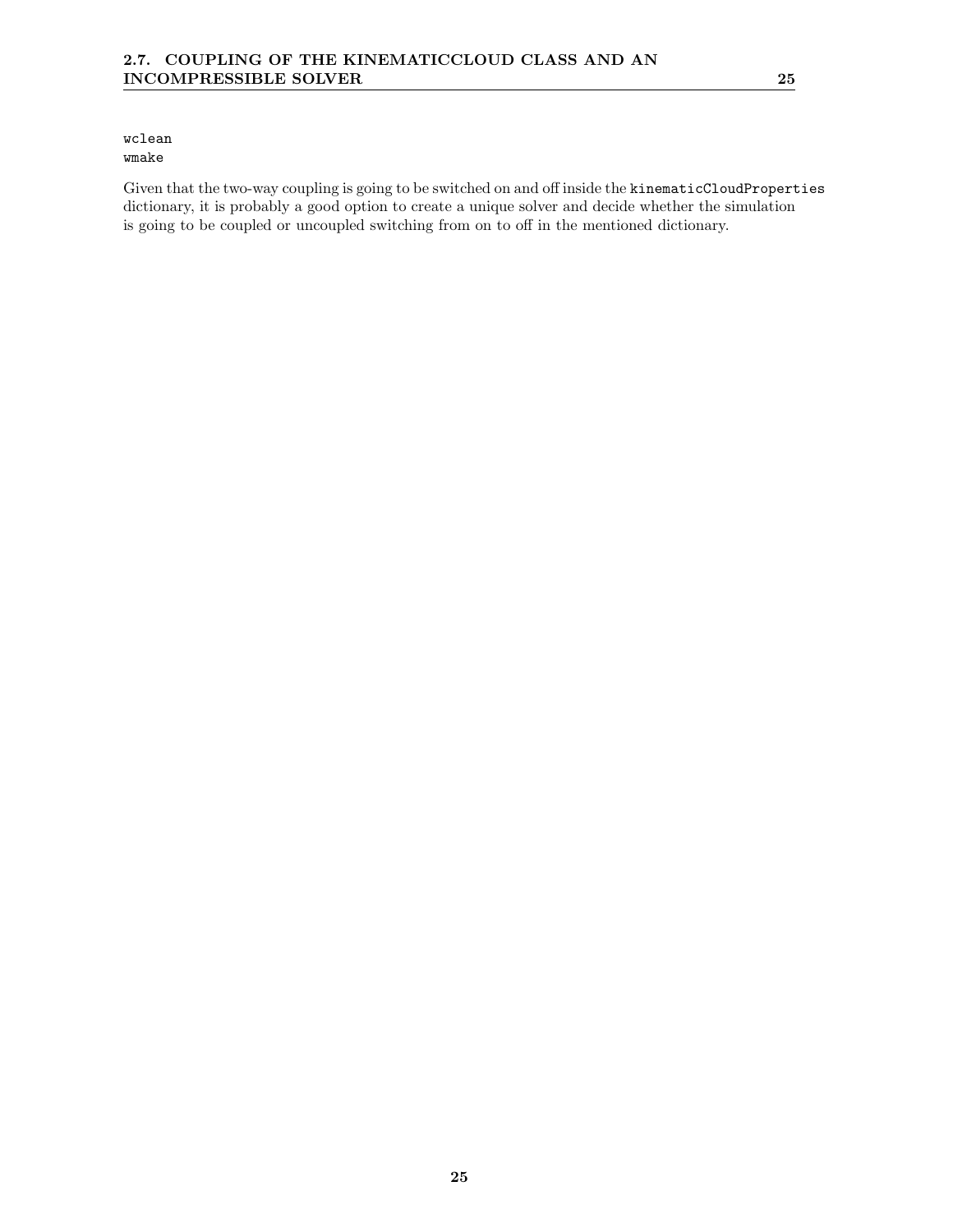```
wclean
wmake
```

Given that the two-way coupling is going to be switched on and off inside the `kinematicCloudProperties` dictionary, it is probably a good option to create a unique solver and decide whether the simulation is going to be coupled or uncoupled switching from on to off in the mentioned dictionary.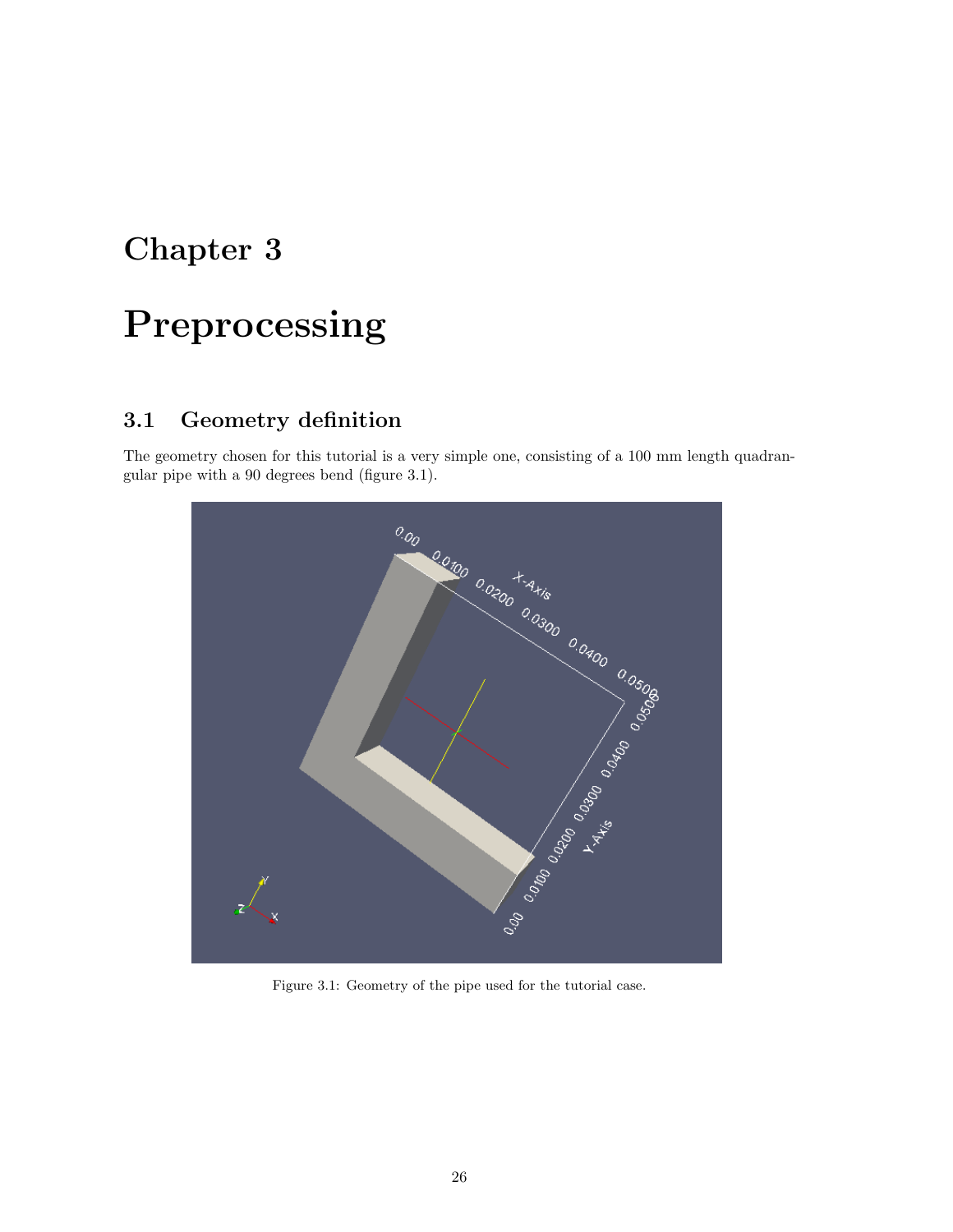# Chapter 3

# Preprocessing

## 3.1 Geometry definition

The geometry chosen for this tutorial is a very simple one, consisting of a 100 mm length quadrangular pipe with a 90 degrees bend (figure 3.1).

Figure 3.1: Geometry of the pipe used for the tutorial case.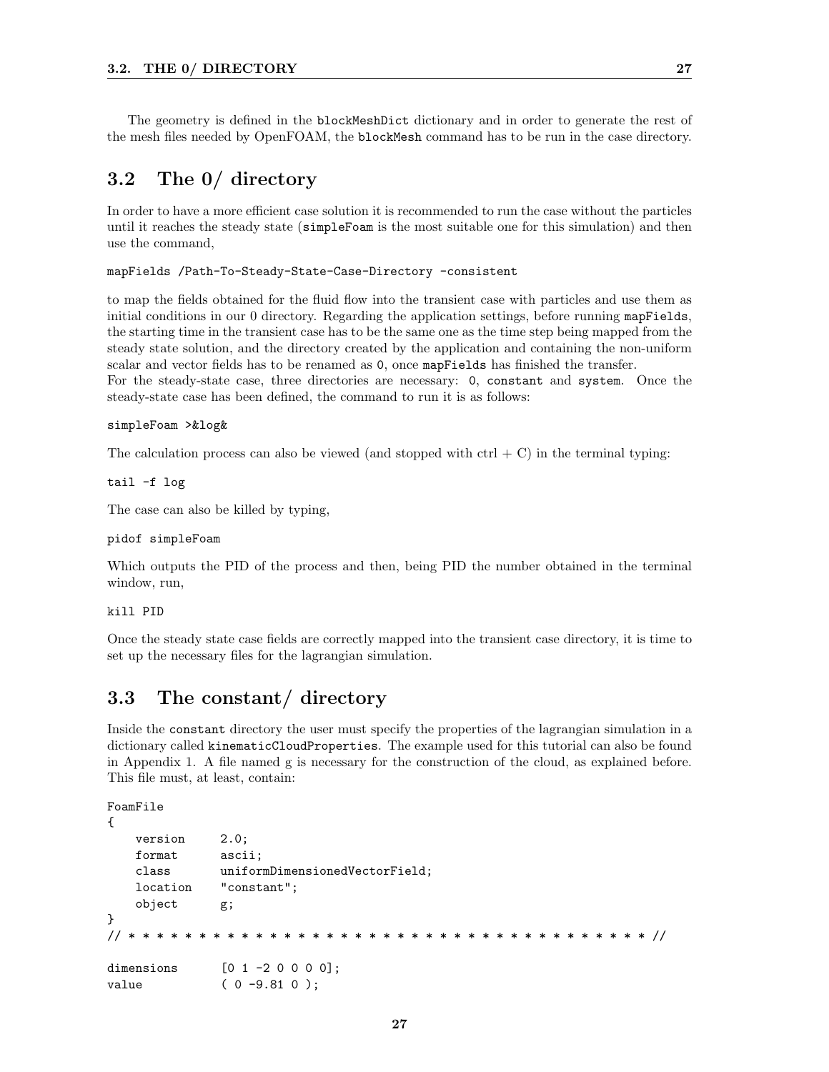The geometry is defined in the `blockMeshDict` dictionary and in order to generate the rest of the mesh files needed by OpenFOAM, the `blockMesh` command has to be run in the case directory.

## 3.2 The 0/ directory

In order to have a more efficient case solution it is recommended to run the case without the particles until it reaches the steady state (`simpleFoam` is the most suitable one for this simulation) and then use the command,

```
mapFields /Path-To-Steady-State-Case-Directory -consistent
```

to map the fields obtained for the fluid flow into the transient case with particles and use them as initial conditions in our 0 directory. Regarding the application settings, before running `mapFields`, the starting time in the transient case has to be the same one as the time step being mapped from the steady state solution, and the directory created by the application and containing the non-uniform scalar and vector fields has to be renamed as `0`, once `mapFields` has finished the transfer.
For the steady-state case, three directories are necessary: `0`, `constant` and `system`. Once the steady-state case has been defined, the command to run it is as follows:

```
simpleFoam >&log&
```

The calculation process can also be viewed (and stopped with ctrl + C) in the terminal typing:

```
tail -f log
```

The case can also be killed by typing,

```
pidof simpleFoam
```

Which outputs the PID of the process and then, being PID the number obtained in the terminal window, run,

```
kill PID
```

Once the steady state case fields are correctly mapped into the transient case directory, it is time to set up the necessary files for the lagrangian simulation.

## 3.3 The constant/ directory

Inside the `constant` directory the user must specify the properties of the lagrangian simulation in a dictionary called `kinematicCloudProperties`. The example used for this tutorial can also be found in Appendix 1. A file named g is necessary for the construction of the cloud, as explained before. This file must, at least, contain:

```
FoamFile
{
    version     2.0;
    format      ascii;
    class       uniformDimensionedVectorField;
    location    "constant";
    object      g;
}
// * * * * * * * * * * * * * * * * * * * * * * * * * * * * * * * * * * * * * //

dimensions      [0 1 -2 0 0 0 0];
value           ( 0 -9.81 0 );
```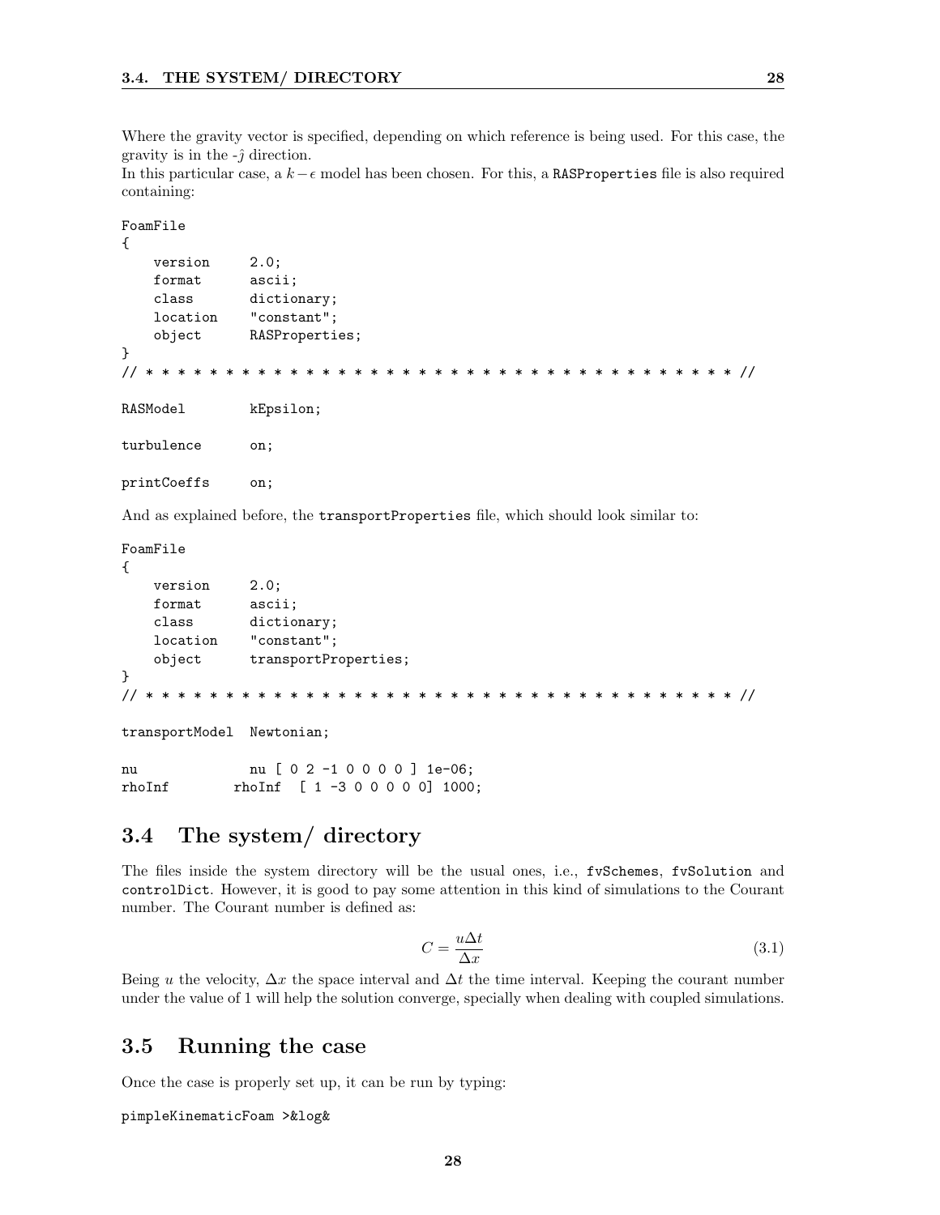Where the gravity vector is specified, depending on which reference is being used. For this case, the gravity is in the -$\hat{\jmath}$ direction.
In this particular case, a $k-\epsilon$ model has been chosen. For this, a `RASProperties` file is also required containing:

```
FoamFile
{
    version     2.0;
    format      ascii;
    class       dictionary;
    location    "constant";
    object      RASProperties;
}
// * * * * * * * * * * * * * * * * * * * * * * * * * * * * * * * * * * * * * //

RASModel        kEpsilon;

turbulence      on;

printCoeffs     on;
```

And as explained before, the `transportProperties` file, which should look similar to:

```
FoamFile
{
    version     2.0;
    format      ascii;
    class       dictionary;
    location    "constant";
    object      transportProperties;
}
// * * * * * * * * * * * * * * * * * * * * * * * * * * * * * * * * * * * * * //

transportModel  Newtonian;

nu              nu [ 0 2 -1 0 0 0 0 ] 1e-06;
rhoInf        rhoInf  [ 1 -3 0 0 0 0 0] 1000;
```

## 3.4 The system/ directory

The files inside the system directory will be the usual ones, i.e., `fvSchemes`, `fvSolution` and `controlDict`. However, it is good to pay some attention in this kind of simulations to the Courant number. The Courant number is defined as:

$$C = \frac{u\Delta t}{\Delta x} \tag{3.1}$$

Being $u$ the velocity, $\Delta x$ the space interval and $\Delta t$ the time interval. Keeping the courant number under the value of 1 will help the solution converge, specially when dealing with coupled simulations.

## 3.5 Running the case

Once the case is properly set up, it can be run by typing:

```
pimpleKinematicFoam >&log&
```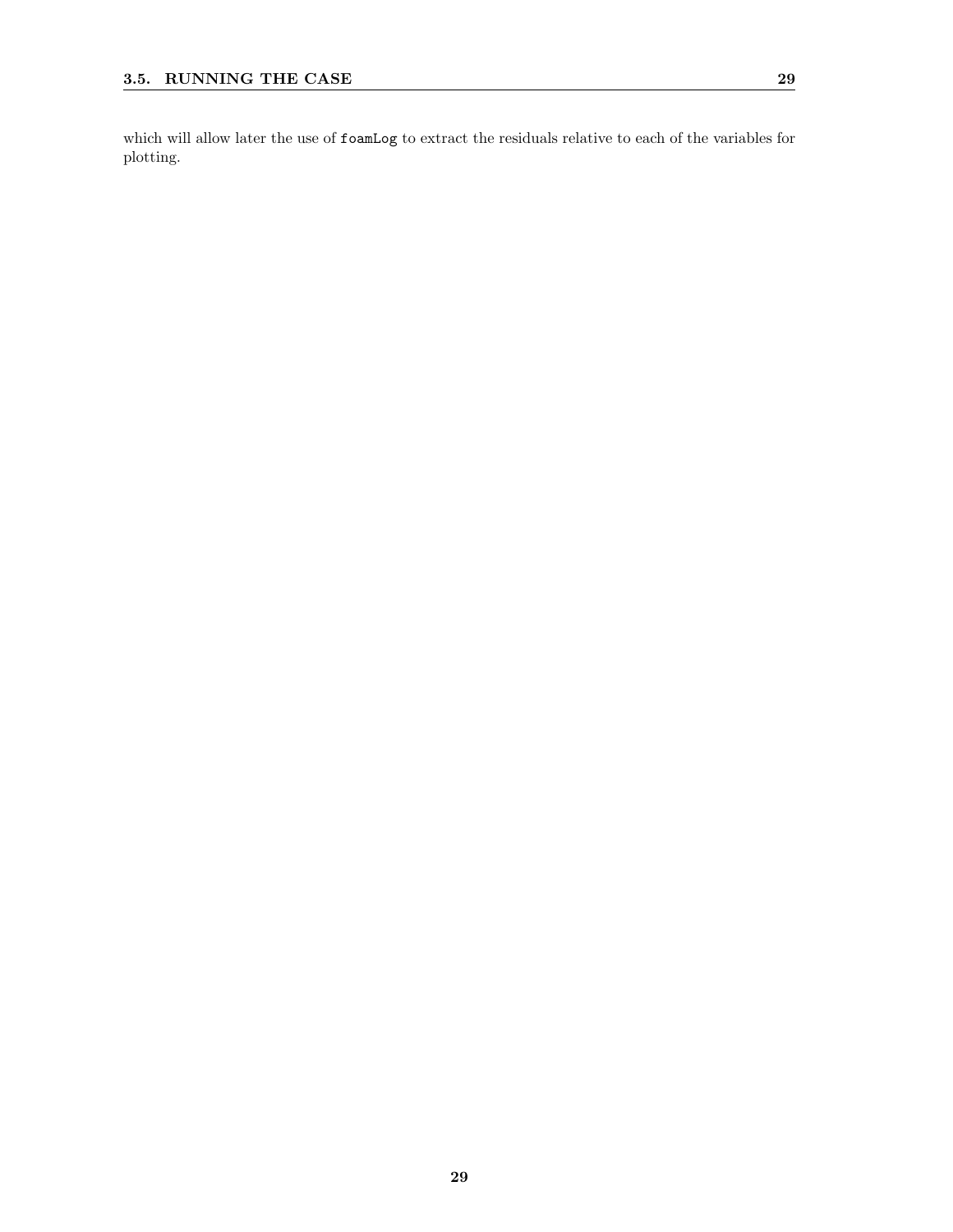which will allow later the use of `foamLog` to extract the residuals relative to each of the variables for plotting.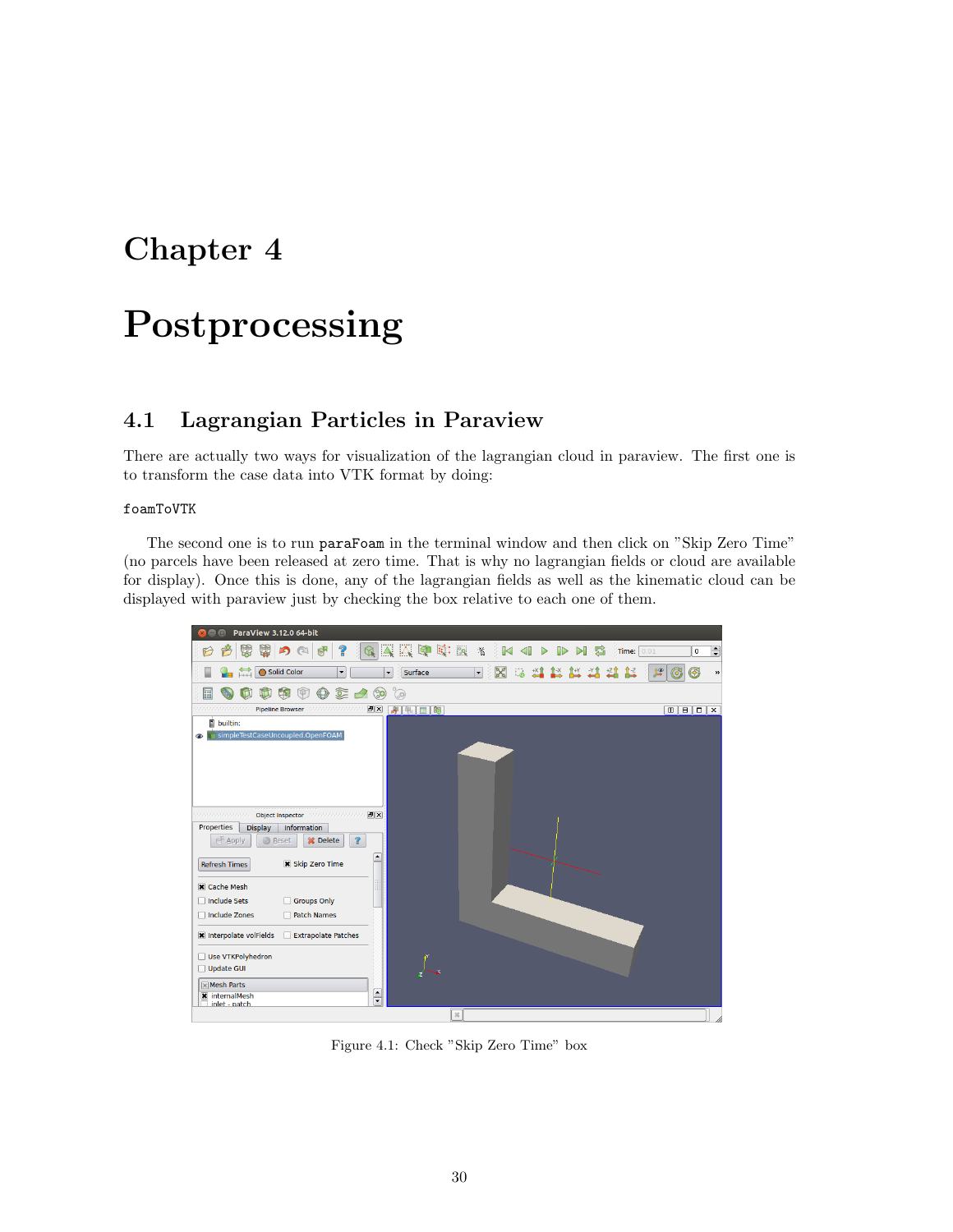# Chapter 4

# Postprocessing

## 4.1 Lagrangian Particles in Paraview

There are actually two ways for visualization of the lagrangian cloud in paraview. The first one is to transform the case data into VTK format by doing:

```
foamToVTK
```

The second one is to run `paraFoam` in the terminal window and then click on "Skip Zero Time" (no parcels have been released at zero time. That is why no lagrangian fields or cloud are available for display). Once this is done, any of the lagrangian fields as well as the kinematic cloud can be displayed with paraview just by checking the box relative to each one of them.

Figure 4.1: Check "Skip Zero Time" box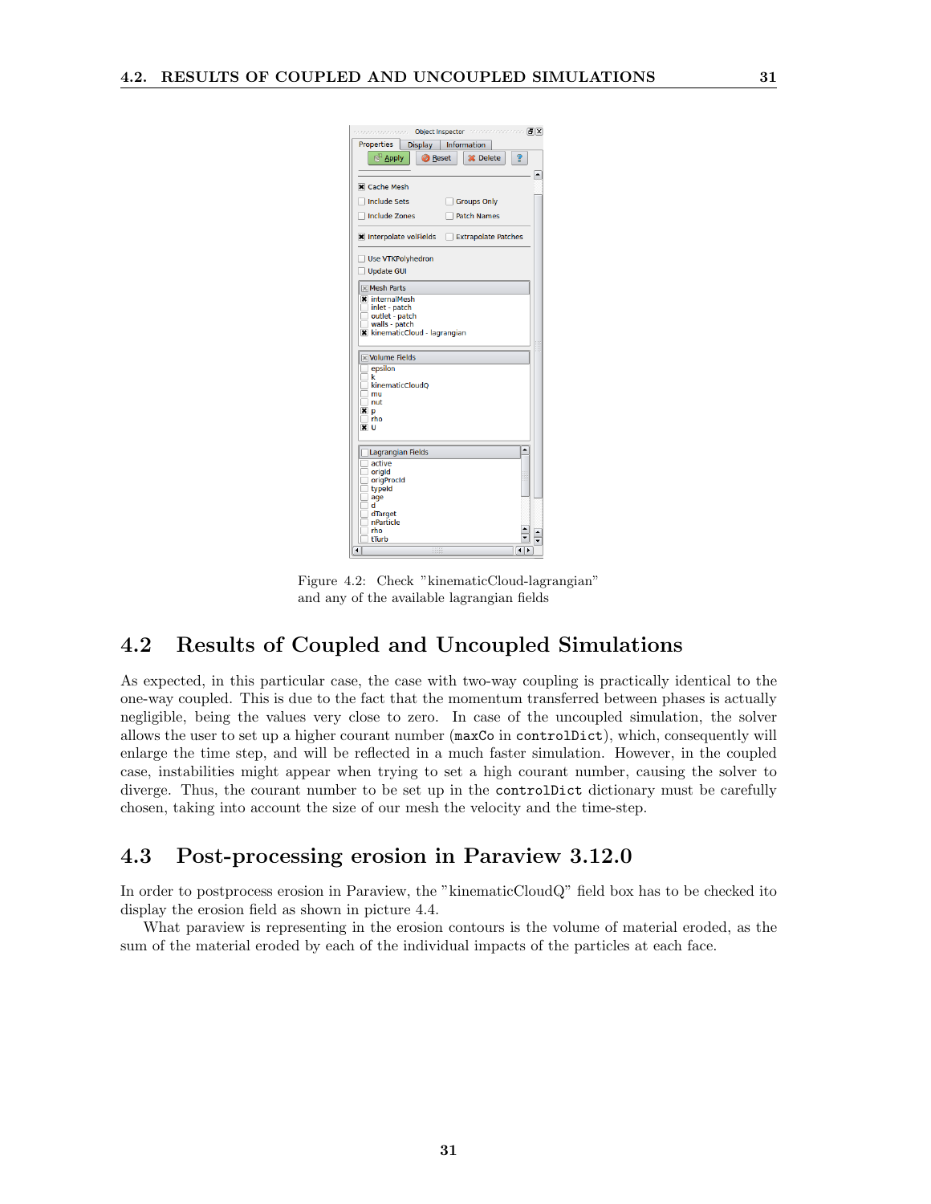Figure 4.2: Check "kinematicCloud-lagrangian" and any of the available lagrangian fields

## 4.2 Results of Coupled and Uncoupled Simulations

As expected, in this particular case, the case with two-way coupling is practically identical to the one-way coupled. This is due to the fact that the momentum transferred between phases is actually negligible, being the values very close to zero. In case of the uncoupled simulation, the solver allows the user to set up a higher courant number (`maxCo` in `controlDict`), which, consequently will enlarge the time step, and will be reflected in a much faster simulation. However, in the coupled case, instabilities might appear when trying to set a high courant number, causing the solver to diverge. Thus, the courant number to be set up in the `controlDict` dictionary must be carefully chosen, taking into account the size of our mesh the velocity and the time-step.

## 4.3 Post-processing erosion in Paraview 3.12.0

In order to postprocess erosion in Paraview, the "kinematicCloudQ" field box has to be checked ito display the erosion field as shown in picture 4.4.

What paraview is representing in the erosion contours is the volume of material eroded, as the sum of the material eroded by each of the individual impacts of the particles at each face.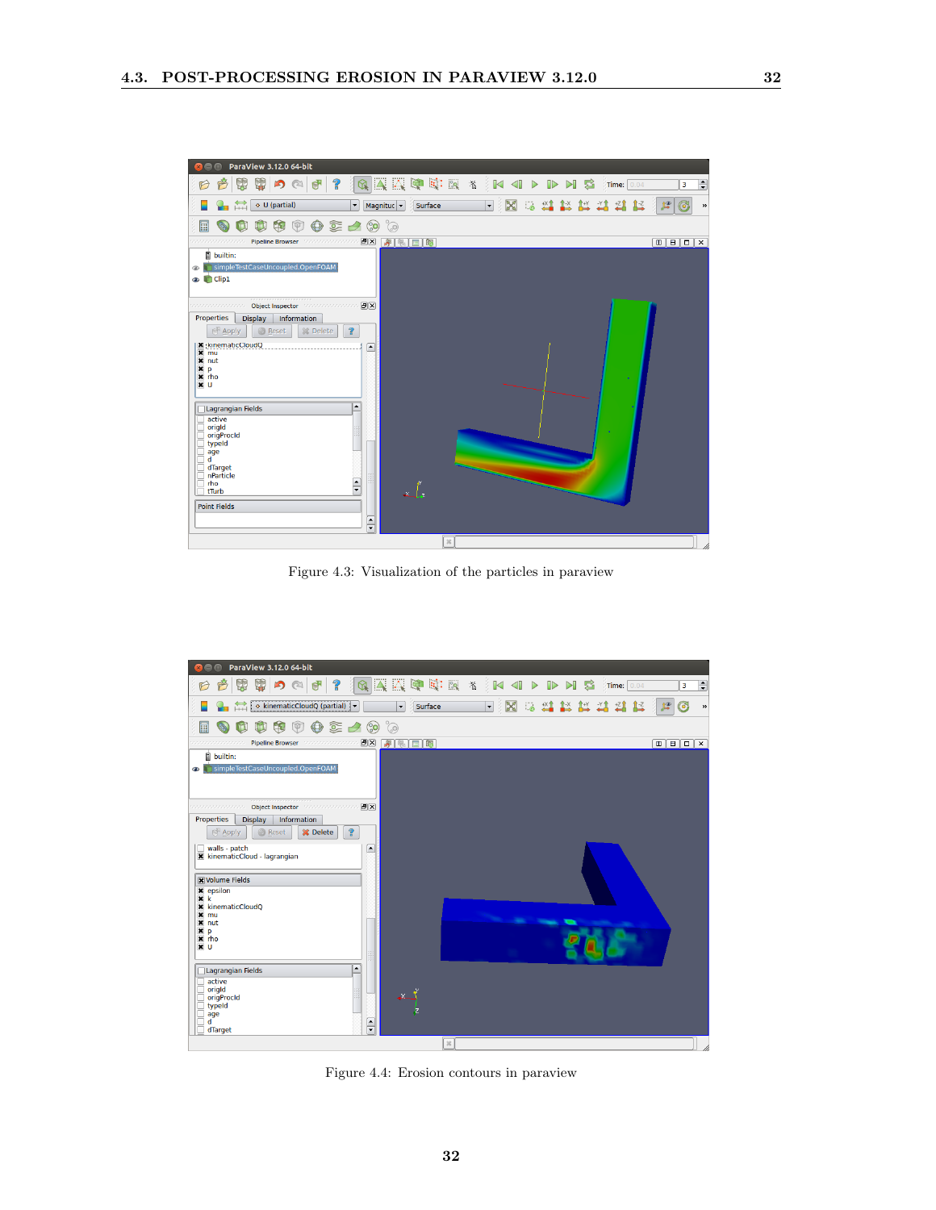Figure 4.3: Visualization of the particles in paraview

Figure 4.4: Erosion contours in paraview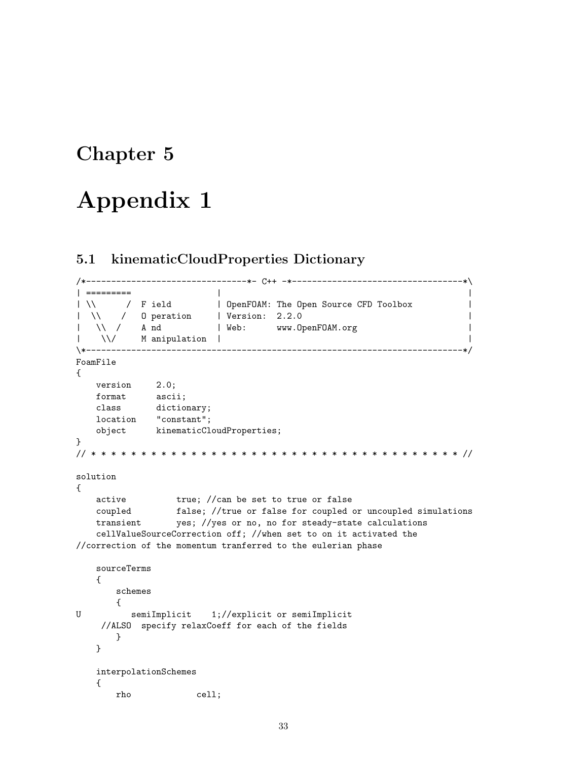# Chapter 5

# Appendix 1

## 5.1 kinematicCloudProperties Dictionary

```
/*--------------------------------*- C++ -*----------------------------------*\
| =========                 |                                                 |
| \\      /  F ield         | OpenFOAM: The Open Source CFD Toolbox           |
|  \\    /   O peration     | Version:  2.2.0                                 |
|   \\  /    A nd           | Web:      www.OpenFOAM.org                      |
|    \\/     M anipulation  |                                                 |
\*---------------------------------------------------------------------------*/
FoamFile
{
    version     2.0;
    format      ascii;
    class       dictionary;
    location    "constant";
    object      kinematicCloudProperties;
}
// * * * * * * * * * * * * * * * * * * * * * * * * * * * * * * * * * * * * * //

solution
{
    active          true; //can be set to true or false
    coupled         false; //true or false for coupled or uncoupled simulations
    transient       yes; //yes or no, no for steady-state calculations
    cellValueSourceCorrection off; //when set to on it activated the
//correction of the momentum tranferred to the eulerian phase

    sourceTerms
    {
        schemes
        {
U          semiImplicit    1;//explicit or semiImplicit
     //ALSO  specify relaxCoeff for each of the fields
        }
    }

    interpolationSchemes
    {
        rho             cell;
```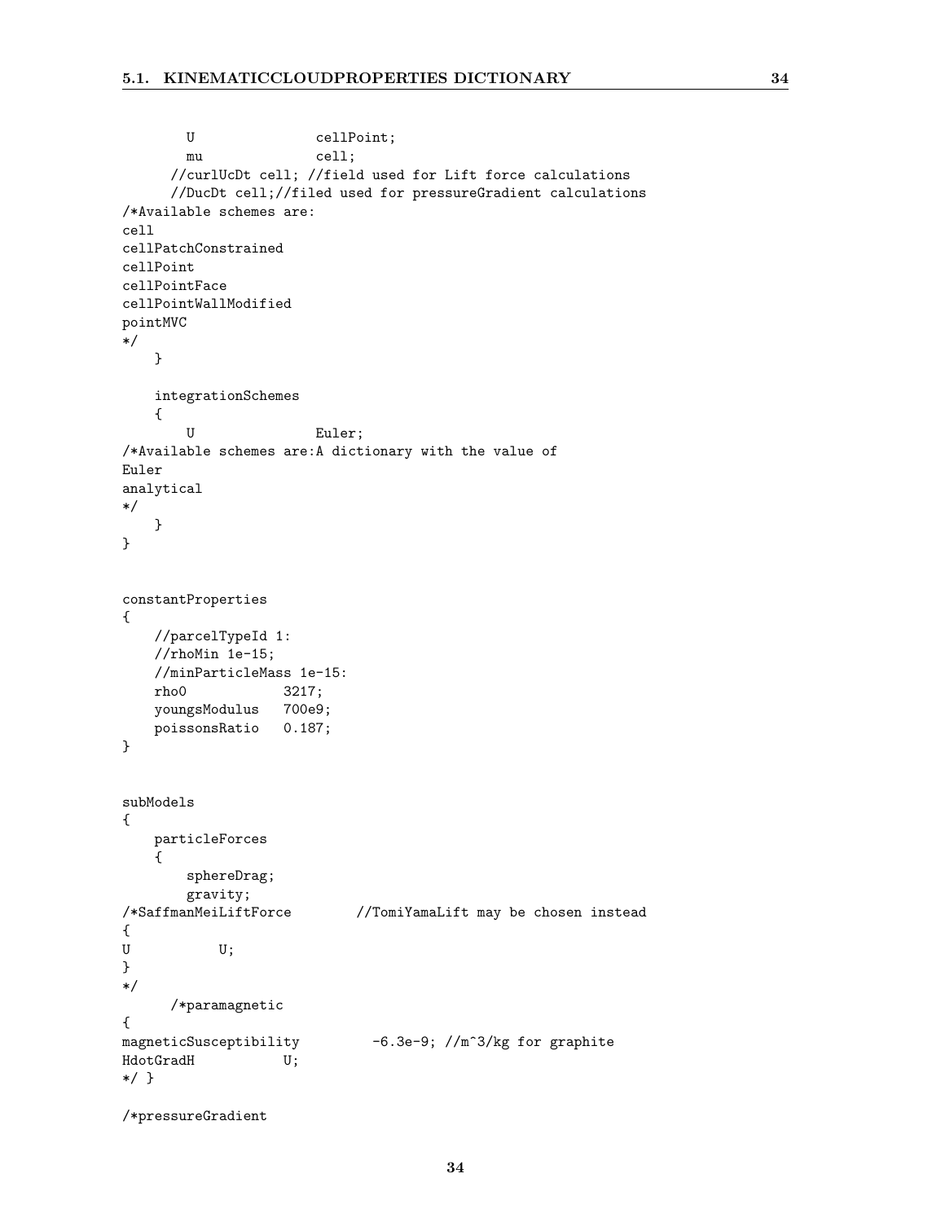```
        U               cellPoint;
        mu              cell;
      //curlUcDt cell; //field used for Lift force calculations
      //DucDt cell;//filed used for pressureGradient calculations
/*Available schemes are:
cell
cellPatchConstrained
cellPoint
cellPointFace
cellPointWallModified
pointMVC
*/
    }

    integrationSchemes
    {
        U               Euler;
/*Available schemes are:A dictionary with the value of
Euler
analytical
*/
    }
}


constantProperties
{
    //parcelTypeId 1:
    //rhoMin 1e-15;
    //minParticleMass 1e-15:
    rho0            3217;
    youngsModulus   700e9;
    poissonsRatio   0.187;
}


subModels
{
    particleForces
    {
        sphereDrag;
        gravity;
/*SaffmanMeiLiftForce        //TomiYamaLift may be chosen instead
{
U           U;
}
*/
      /*paramagnetic
{
magneticSusceptibility         -6.3e-9; //m^3/kg for graphite
HdotGradH           U;
*/ }

/*pressureGradient
```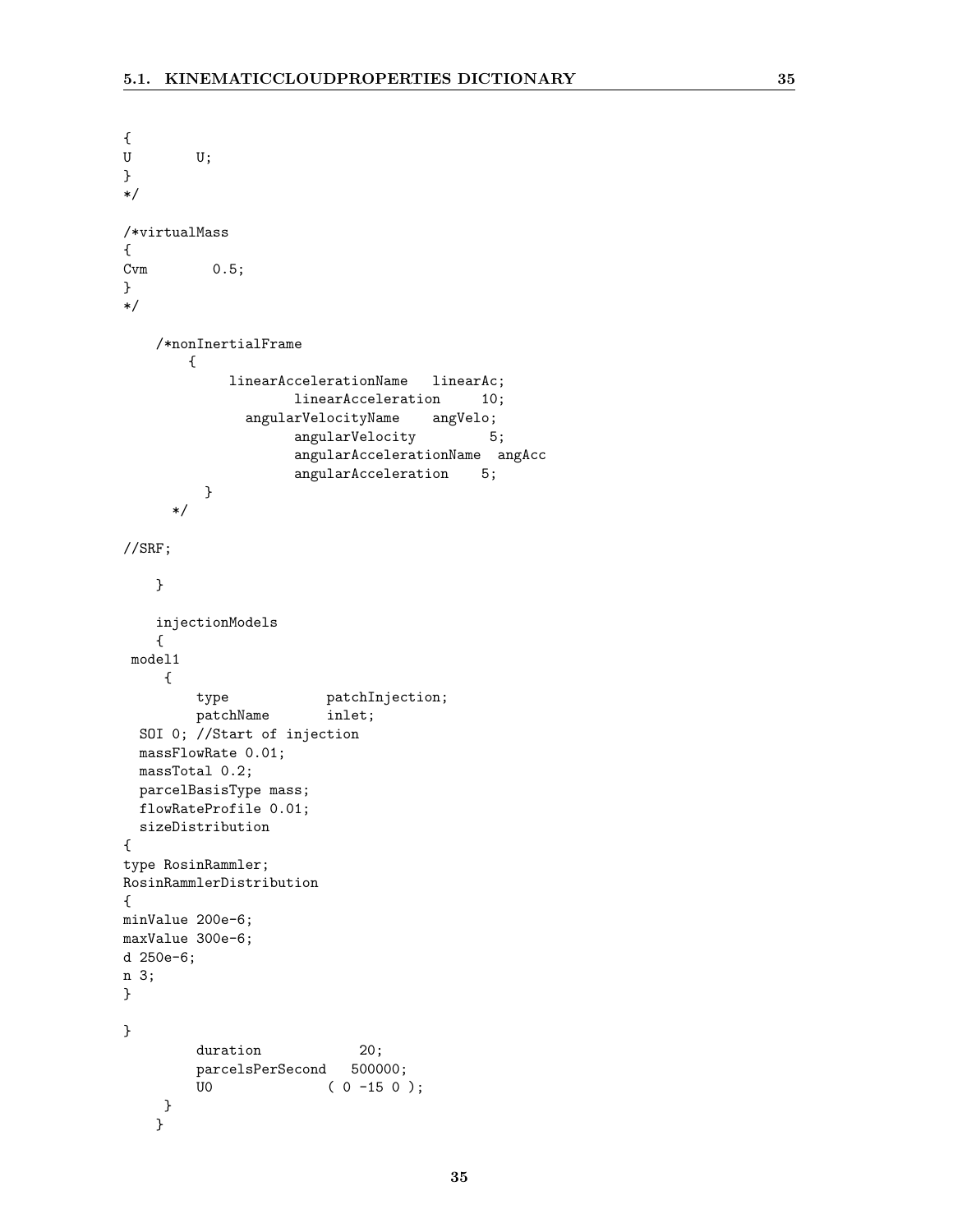```
{
U        U;
}
*/

/*virtualMass
{
Cvm        0.5;
}
*/

    /*nonInertialFrame
        {
             linearAccelerationName   linearAc;
                   linearAcceleration     10;
               angularVelocityName    angVelo;
                   angularVelocity         5;
                   angularAccelerationName  angAcc
                   angularAcceleration    5;
          }
      */

//SRF;

    }

    injectionModels
    {
 model1
     {
        type            patchInjection;
        patchName       inlet;
  SOI 0; //Start of injection
  massFlowRate 0.01;
  massTotal 0.2;
  parcelBasisType mass;
  flowRateProfile 0.01;
  sizeDistribution
{
type RosinRammler;
RosinRammlerDistribution
{
minValue 200e-6;
maxValue 300e-6;
d 250e-6;
n 3;
}

}
        duration            20;
        parcelsPerSecond   500000;
        U0              ( 0 -15 0 );
     }
    }
```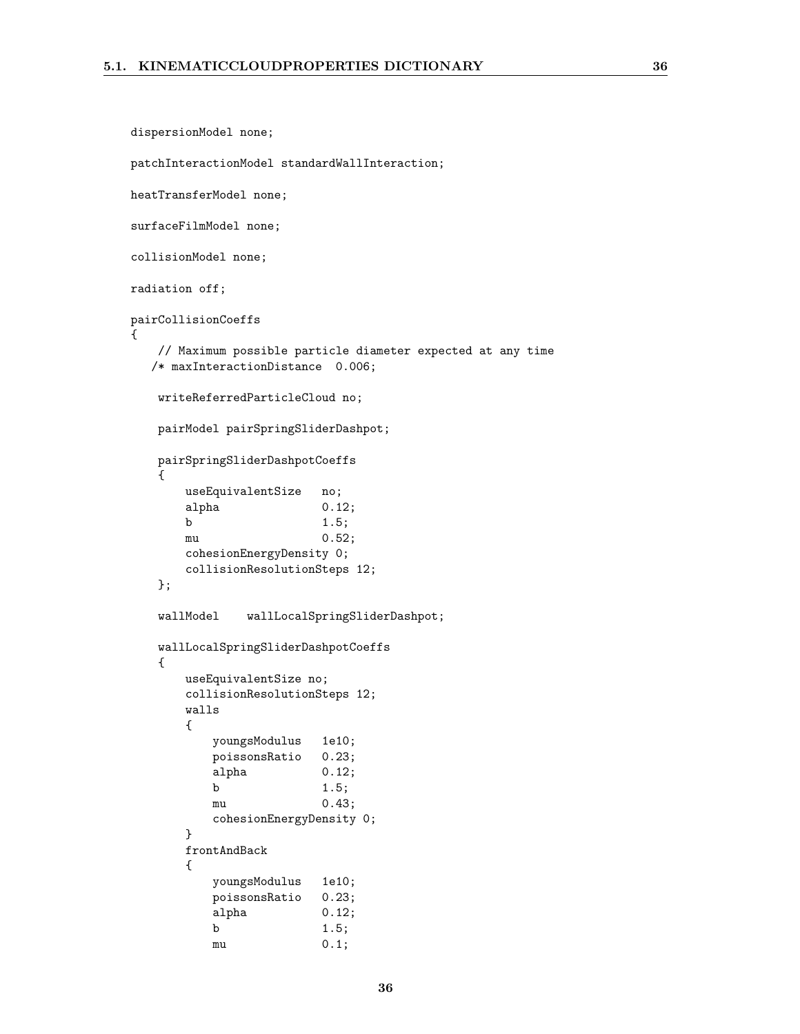```
dispersionModel none;

patchInteractionModel standardWallInteraction;

heatTransferModel none;

surfaceFilmModel none;

collisionModel none;

radiation off;

pairCollisionCoeffs
{
    // Maximum possible particle diameter expected at any time
   /* maxInteractionDistance  0.006;

    writeReferredParticleCloud no;

    pairModel pairSpringSliderDashpot;

    pairSpringSliderDashpotCoeffs
    {
        useEquivalentSize   no;
        alpha               0.12;
        b                   1.5;
        mu                  0.52;
        cohesionEnergyDensity 0;
        collisionResolutionSteps 12;
    };

    wallModel    wallLocalSpringSliderDashpot;

    wallLocalSpringSliderDashpotCoeffs
    {
        useEquivalentSize no;
        collisionResolutionSteps 12;
        walls
        {
            youngsModulus   1e10;
            poissonsRatio   0.23;
            alpha           0.12;
            b               1.5;
            mu              0.43;
            cohesionEnergyDensity 0;
        }
        frontAndBack
        {
            youngsModulus   1e10;
            poissonsRatio   0.23;
            alpha           0.12;
            b               1.5;
            mu              0.1;
```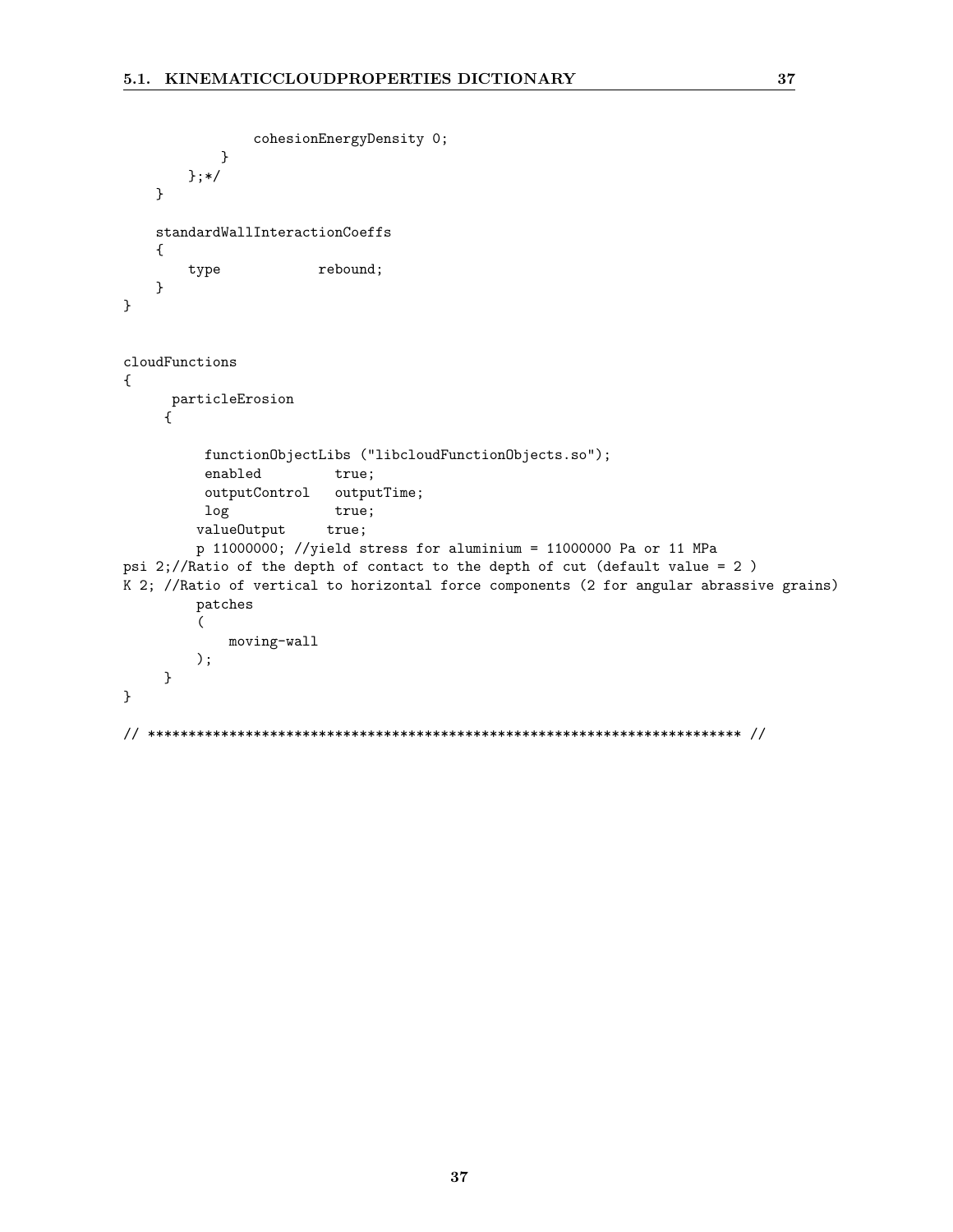```
                cohesionEnergyDensity 0;
            }
        };*/
    }

    standardWallInteractionCoeffs
    {
        type            rebound;
    }
}


cloudFunctions
{
      particleErosion
     {

          functionObjectLibs ("libcloudFunctionObjects.so");
          enabled         true;
          outputControl   outputTime;
          log             true;
         valueOutput     true;
         p 11000000; //yield stress for aluminium = 11000000 Pa or 11 MPa
psi 2;//Ratio of the depth of contact to the depth of cut (default value = 2 )
K 2; //Ratio of vertical to horizontal force components (2 for angular abrassive grains)
         patches
         (
             moving-wall
         );
     }
}

// ************************************************************************* //
```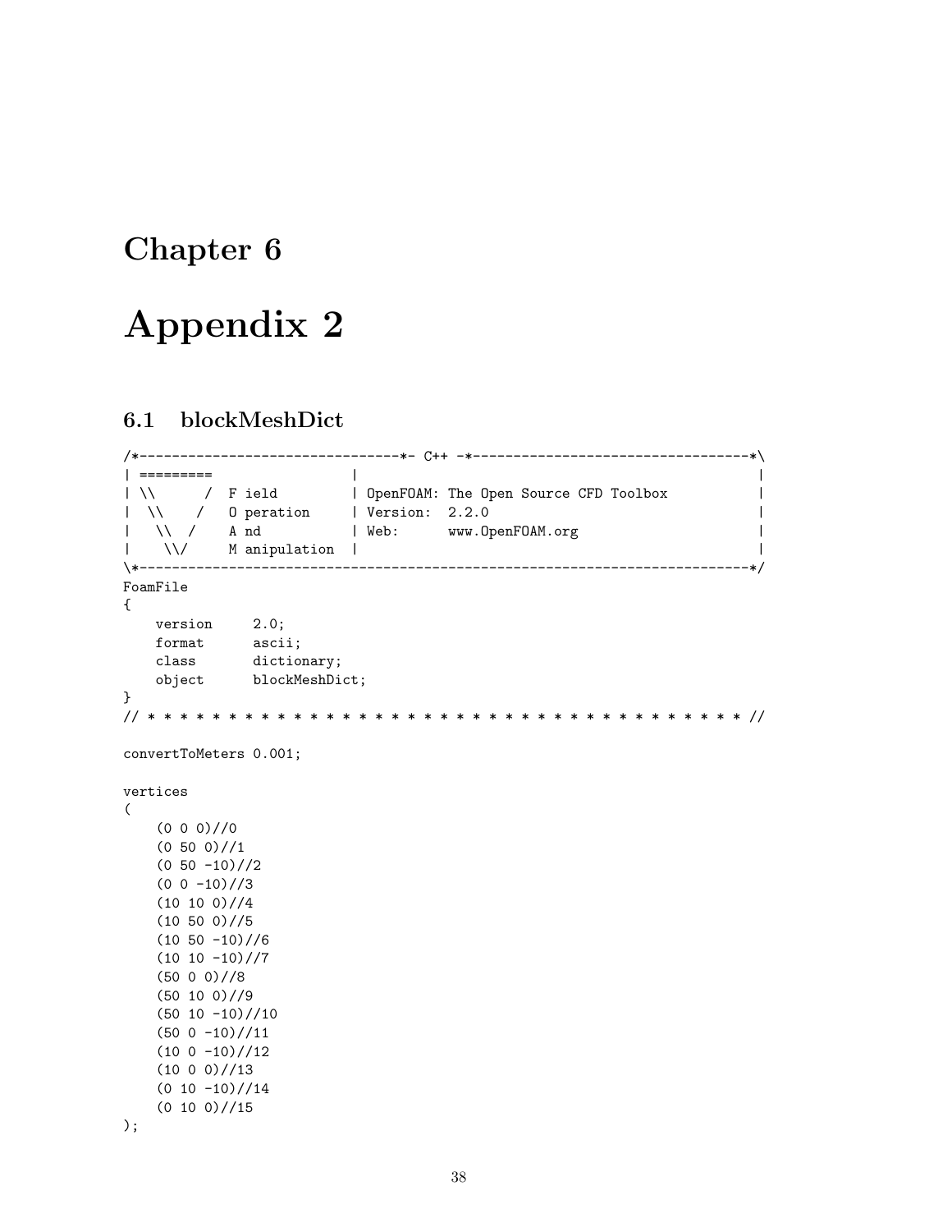# Chapter 6

# Appendix 2

## 6.1 blockMeshDict

```
/*--------------------------------*- C++ -*----------------------------------*\
| =========                 |                                                 |
| \\      /  F ield         | OpenFOAM: The Open Source CFD Toolbox           |
|  \\    /   O peration     | Version:  2.2.0                                 |
|   \\  /    A nd           | Web:      www.OpenFOAM.org                      |
|    \\/     M anipulation  |                                                 |
\*---------------------------------------------------------------------------*/
FoamFile
{
    version     2.0;
    format      ascii;
    class       dictionary;
    object      blockMeshDict;
}
// * * * * * * * * * * * * * * * * * * * * * * * * * * * * * * * * * * * * * //

convertToMeters 0.001;

vertices
(
    (0 0 0)//0
    (0 50 0)//1
    (0 50 -10)//2
    (0 0 -10)//3
    (10 10 0)//4
    (10 50 0)//5
    (10 50 -10)//6
    (10 10 -10)//7
    (50 0 0)//8
    (50 10 0)//9
    (50 10 -10)//10
    (50 0 -10)//11
    (10 0 -10)//12
    (10 0 0)//13
    (0 10 -10)//14
    (0 10 0)//15
);
```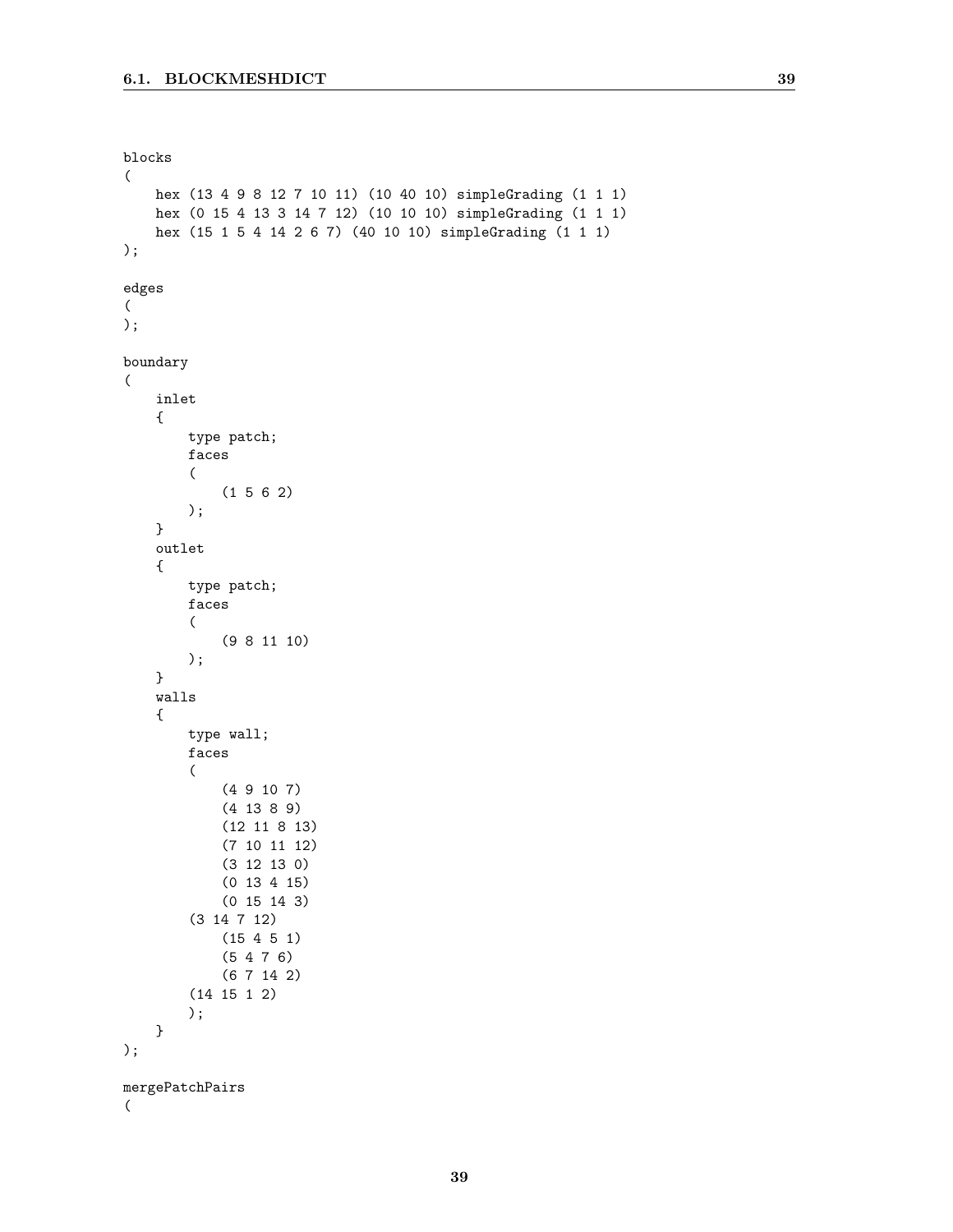```
blocks
(
    hex (13 4 9 8 12 7 10 11) (10 40 10) simpleGrading (1 1 1)
    hex (0 15 4 13 3 14 7 12) (10 10 10) simpleGrading (1 1 1)
    hex (15 1 5 4 14 2 6 7) (40 10 10) simpleGrading (1 1 1)
);

edges
(
);

boundary
(
    inlet
    {
        type patch;
        faces
        (
            (1 5 6 2)
        );
    }
    outlet
    {
        type patch;
        faces
        (
            (9 8 11 10)
        );
    }
    walls
    {
        type wall;
        faces
        (
            (4 9 10 7)
            (4 13 8 9)
            (12 11 8 13)
            (7 10 11 12)
            (3 12 13 0)
            (0 13 4 15)
            (0 15 14 3)
        (3 14 7 12)
            (15 4 5 1)
            (5 4 7 6)
            (6 7 14 2)
        (14 15 1 2)
        );
    }
);

mergePatchPairs
(
```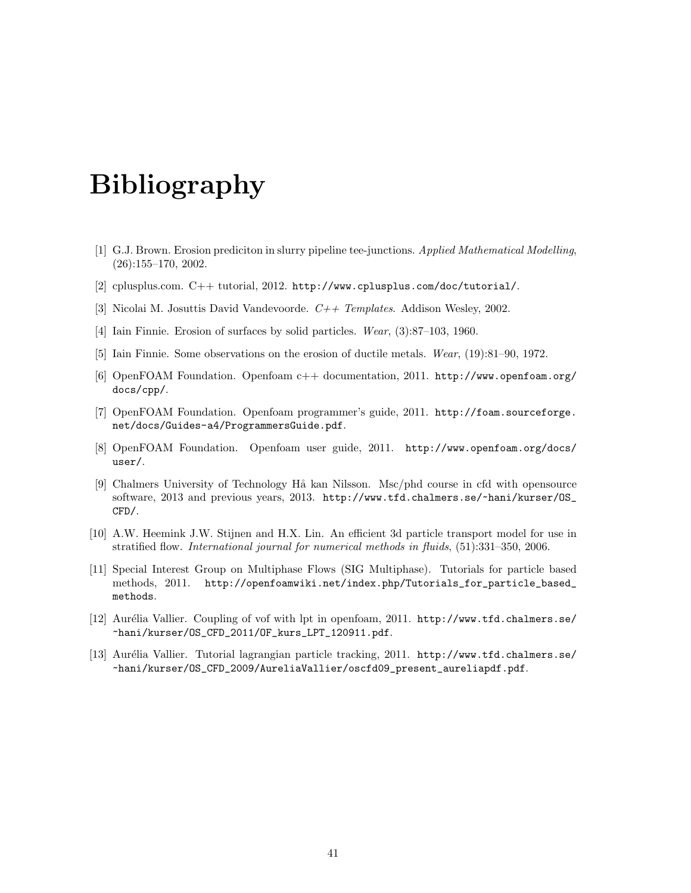# Bibliography

[1] G.J. Brown. Erosion prediciton in slurry pipeline tee-junctions. *Applied Mathematical Modelling*, (26):155–170, 2002.

[2] cplusplus.com. C++ tutorial, 2012. `http://www.cplusplus.com/doc/tutorial/`.

[3] Nicolai M. Josuttis David Vandevoorde. *C++ Templates*. Addison Wesley, 2002.

[4] Iain Finnie. Erosion of surfaces by solid particles. *Wear*, (3):87–103, 1960.

[5] Iain Finnie. Some observations on the erosion of ductile metals. *Wear*, (19):81–90, 1972.

[6] OpenFOAM Foundation. Openfoam c++ documentation, 2011. `http://www.openfoam.org/docs/cpp/`.

[7] OpenFOAM Foundation. Openfoam programmer's guide, 2011. `http://foam.sourceforge.net/docs/Guides-a4/ProgrammersGuide.pdf`.

[8] OpenFOAM Foundation. Openfoam user guide, 2011. `http://www.openfoam.org/docs/user/`.

[9] Chalmers University of Technology Hå kan Nilsson. Msc/phd course in cfd with opensource software, 2013 and previous years, 2013. `http://www.tfd.chalmers.se/~hani/kurser/OS_CFD/`.

[10] A.W. Heemink J.W. Stijnen and H.X. Lin. An efficient 3d particle transport model for use in stratified flow. *International journal for numerical methods in fluids*, (51):331–350, 2006.

[11] Special Interest Group on Multiphase Flows (SIG Multiphase). Tutorials for particle based methods, 2011. `http://openfoamwiki.net/index.php/Tutorials_for_particle_based_methods`.

[12] Aurélia Vallier. Coupling of vof with lpt in openfoam, 2011. `http://www.tfd.chalmers.se/~hani/kurser/OS_CFD_2011/OF_kurs_LPT_120911.pdf`.

[13] Aurélia Vallier. Tutorial lagrangian particle tracking, 2011. `http://www.tfd.chalmers.se/~hani/kurser/OS_CFD_2009/AureliaVallier/oscfd09_present_aureliapdf.pdf`.